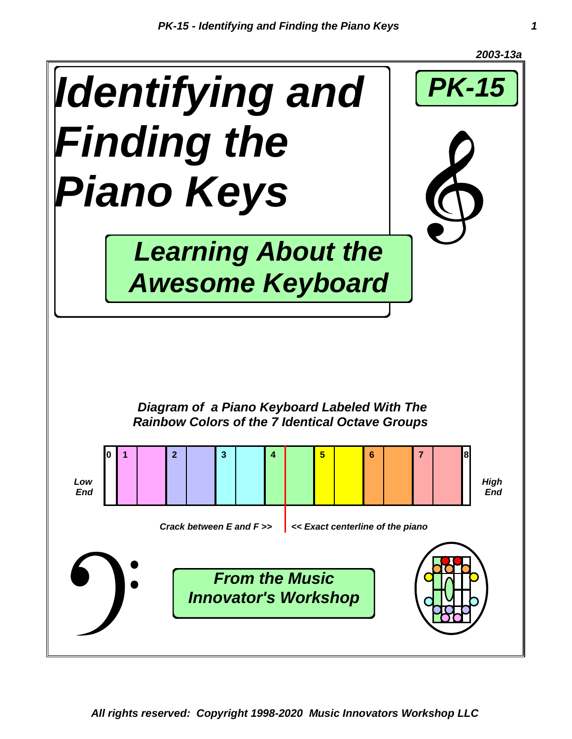2003-13a

# *Identifying and Finding the Piano Keys*

**PK-15**

## *Learning About the Awesome Keyboard*

***Diagram of a Piano Keyboard Labeled With The Rainbow Colors of the 7 Identical Octave Groups***

*Low End* | 0 | 1 | 2 | 3 | 4 | 5 | 6 | 7 | 8 | *High End*

*Crack between E and F >>* | *<< Exact centerline of the piano*

***From the Music Innovator's Workshop***

***All rights reserved: Copyright 1998-2020 Music Innovators Workshop LLC***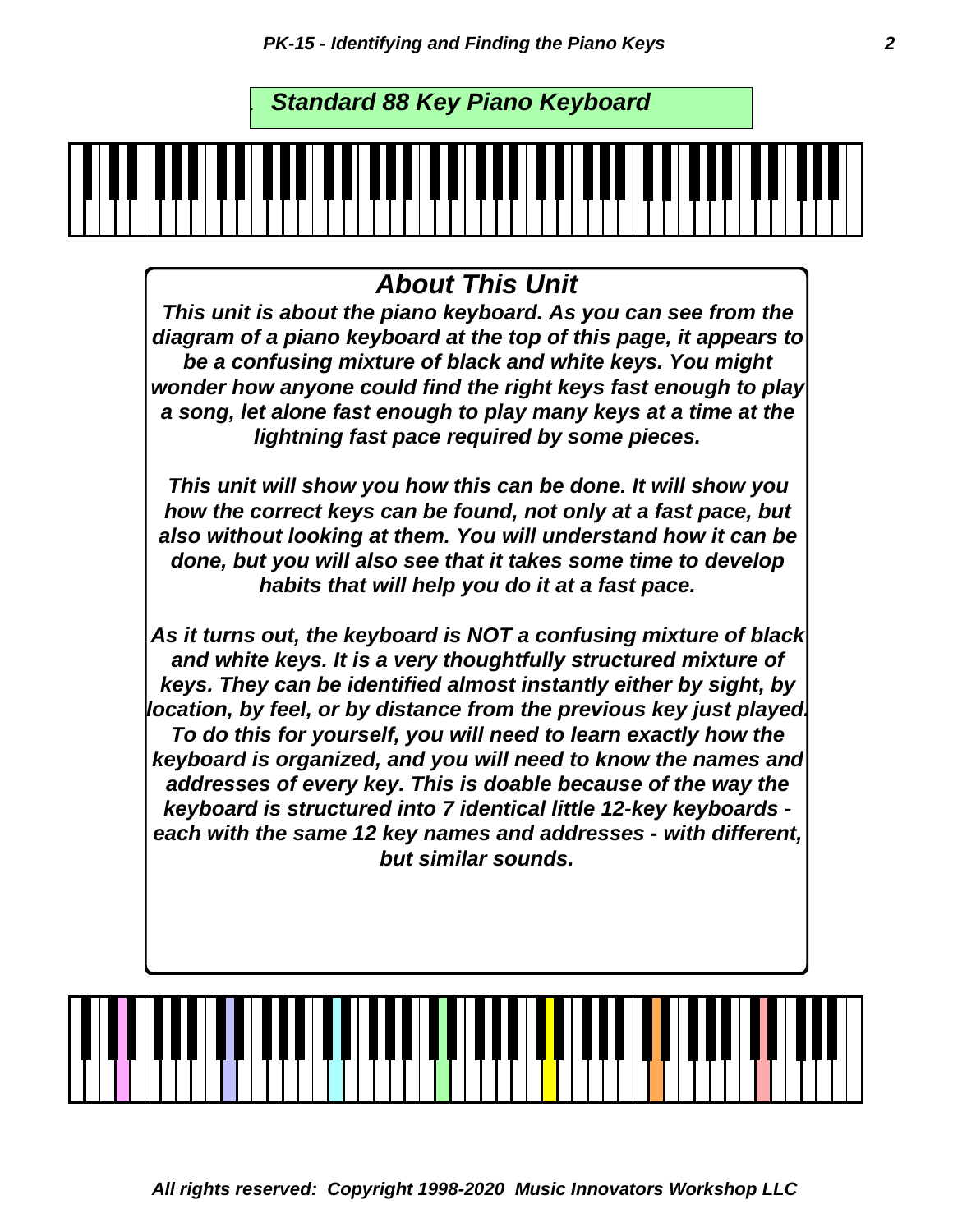## *Standard 88 Key Piano Keyboard*

## *About This Unit*

***This unit is about the piano keyboard. As you can see from the diagram of a piano keyboard at the top of this page, it appears to be a confusing mixture of black and white keys. You might wonder how anyone could find the right keys fast enough to play a song, let alone fast enough to play many keys at a time at the lightning fast pace required by some pieces.***

***This unit will show you how this can be done. It will show you how the correct keys can be found, not only at a fast pace, but also without looking at them. You will understand how it can be done, but you will also see that it takes some time to develop habits that will help you do it at a fast pace.***

***As it turns out, the keyboard is NOT a confusing mixture of black and white keys. It is a very thoughtfully structured mixture of keys. They can be identified almost instantly either by sight, by location, by feel, or by distance from the previous key just played. To do this for yourself, you will need to learn exactly how the keyboard is organized, and you will need to know the names and addresses of every key. This is doable because of the way the keyboard is structured into 7 identical little 12-key keyboards - each with the same 12 key names and addresses - with different, but similar sounds.***

*All rights reserved: Copyright 1998-2020 Music Innovators Workshop LLC*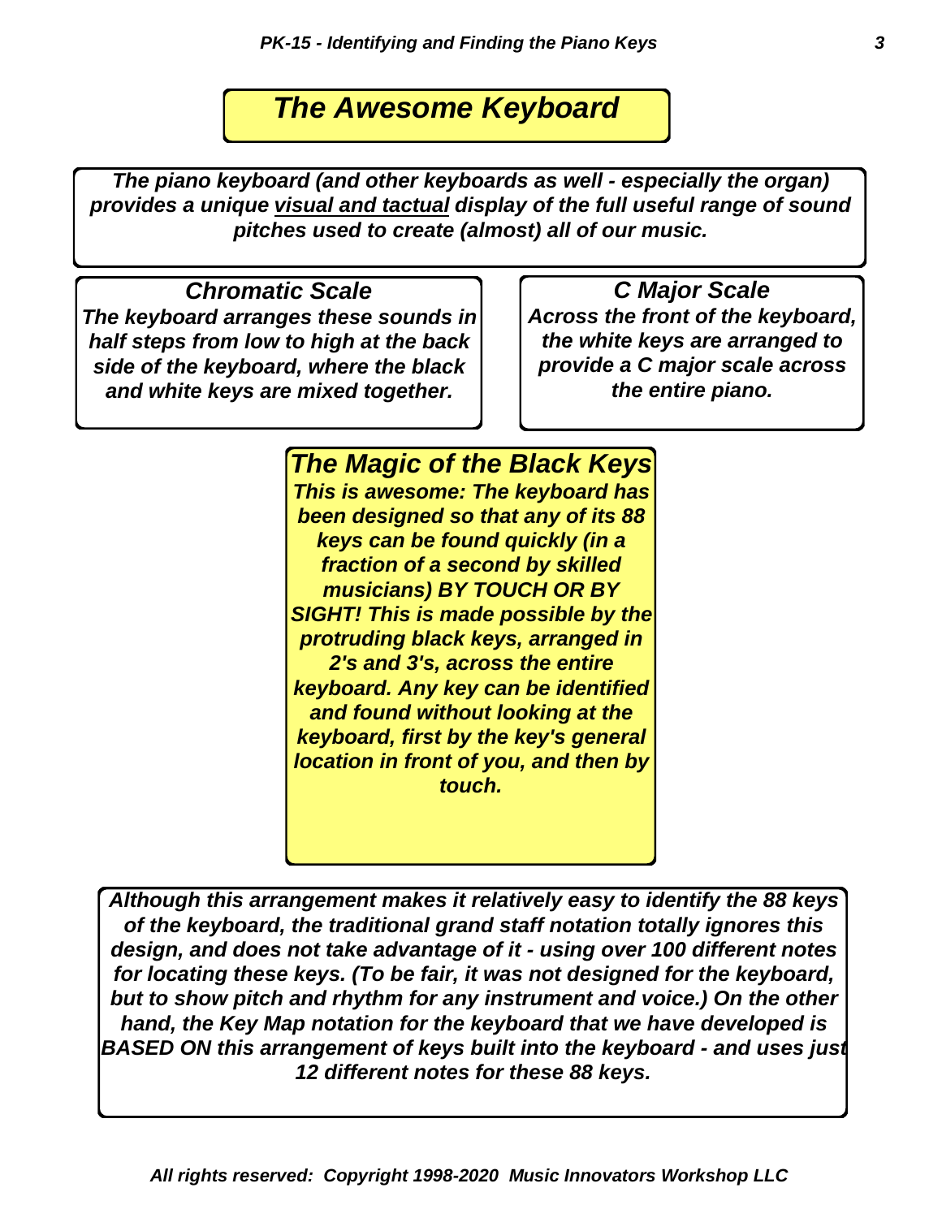# *The Awesome Keyboard*

***The piano keyboard (and other keyboards as well - especially the organ) provides a unique visual and tactual display of the full useful range of sound pitches used to create (almost) all of our music.***

## *Chromatic Scale*

***The keyboard arranges these sounds in half steps from low to high at the back side of the keyboard, where the black and white keys are mixed together.***

## *C Major Scale*

***Across the front of the keyboard, the white keys are arranged to provide a C major scale across the entire piano.***

## *The Magic of the Black Keys*

***This is awesome: The keyboard has been designed so that any of its 88 keys can be found quickly (in a fraction of a second by skilled musicians) BY TOUCH OR BY SIGHT! This is made possible by the protruding black keys, arranged in 2's and 3's, across the entire keyboard. Any key can be identified and found without looking at the keyboard, first by the key's general location in front of you, and then by touch.***

***Although this arrangement makes it relatively easy to identify the 88 keys of the keyboard, the traditional grand staff notation totally ignores this design, and does not take advantage of it - using over 100 different notes for locating these keys. (To be fair, it was not designed for the keyboard, but to show pitch and rhythm for any instrument and voice.) On the other hand, the Key Map notation for the keyboard that we have developed is BASED ON this arrangement of keys built into the keyboard - and uses just 12 different notes for these 88 keys.***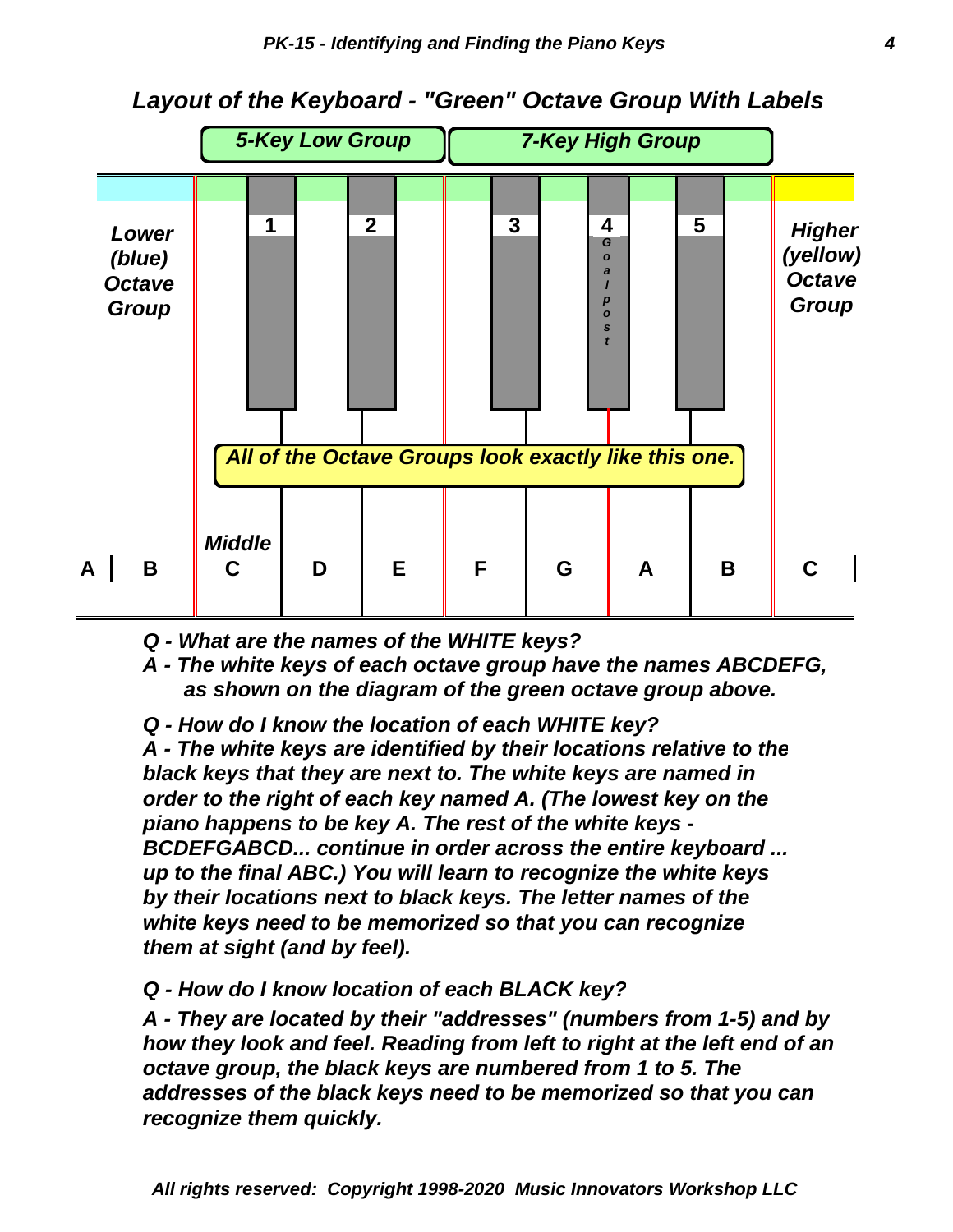## *Layout of the Keyboard - "Green" Octave Group With Labels*

*5-Key Low Group* | *7-Key High Group*

*Lower (blue) Octave Group*

1 | 2 | 3 | 4 *Goalpost* | 5

*Higher (yellow) Octave Group*

*All of the Octave Groups look exactly like this one.*

A | B | *Middle* C | D | E | F | G | A | B | C

***Q - What are the names of the WHITE keys?***

***A - The white keys of each octave group have the names ABCDEFG, as shown on the diagram of the green octave group above.***

***Q - How do I know the location of each WHITE key?***

***A - The white keys are identified by their locations relative to the black keys that they are next to. The white keys are named in order to the right of each key named A. (The lowest key on the piano happens to be key A. The rest of the white keys - BCDEFGABCD... continue in order across the entire keyboard ... up to the final ABC.) You will learn to recognize the white keys by their locations next to black keys. The letter names of the white keys need to be memorized so that you can recognize them at sight (and by feel).***

***Q - How do I know location of each BLACK key?***

***A - They are located by their "addresses" (numbers from 1-5) and by how they look and feel. Reading from left to right at the left end of an octave group, the black keys are numbered from 1 to 5. The addresses of the black keys need to be memorized so that you can recognize them quickly.***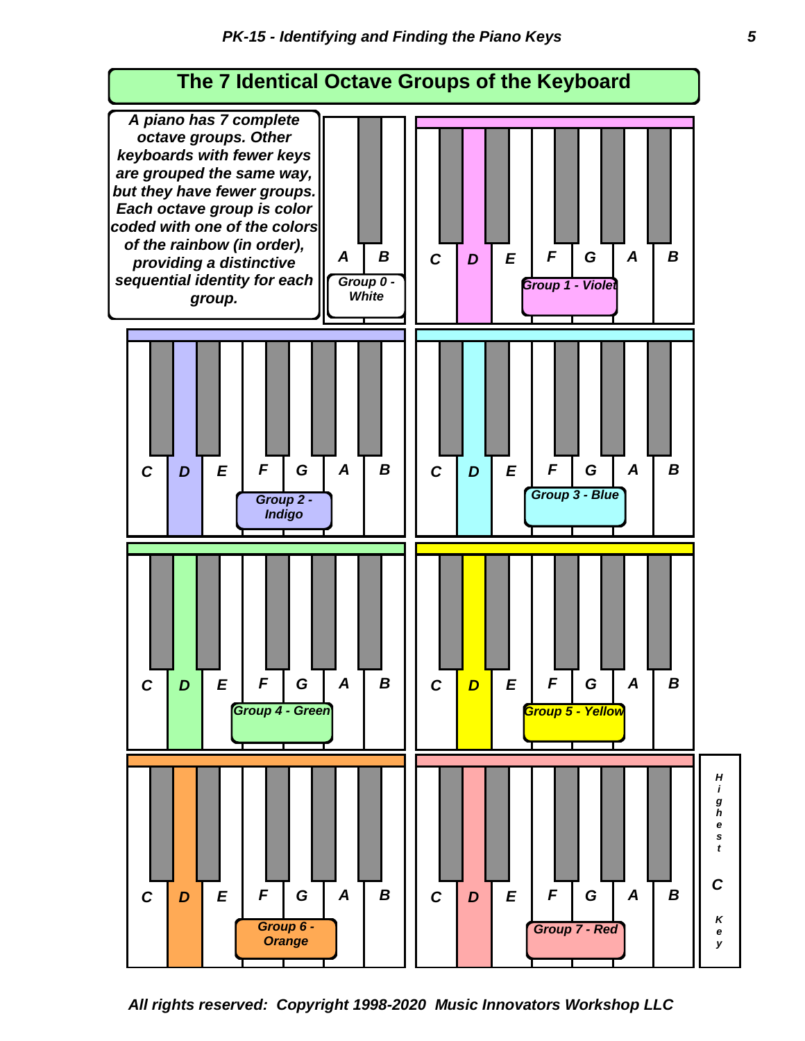## The 7 Identical Octave Groups of the Keyboard

***A piano has 7 complete octave groups. Other keyboards with fewer keys are grouped the same way, but they have fewer groups. Each octave group is color coded with one of the colors of the rainbow (in order), providing a distinctive sequential identity for each group.***

*A B*

*Group 0 - White*

*C D E F G A B*

*Group 1 - Violet*

*C D E F G A B*

*Group 2 - Indigo*

*C D E F G A B*

*Group 3 - Blue*

*C D E F G A B*

*Group 4 - Green*

*C D E F G A B*

*Group 5 - Yellow*

*C D E F G A B*

*Group 6 - Orange*

*C D E F G A B*

*Group 7 - Red*

*Highest C Key*

*All rights reserved: Copyright 1998-2020 Music Innovators Workshop LLC*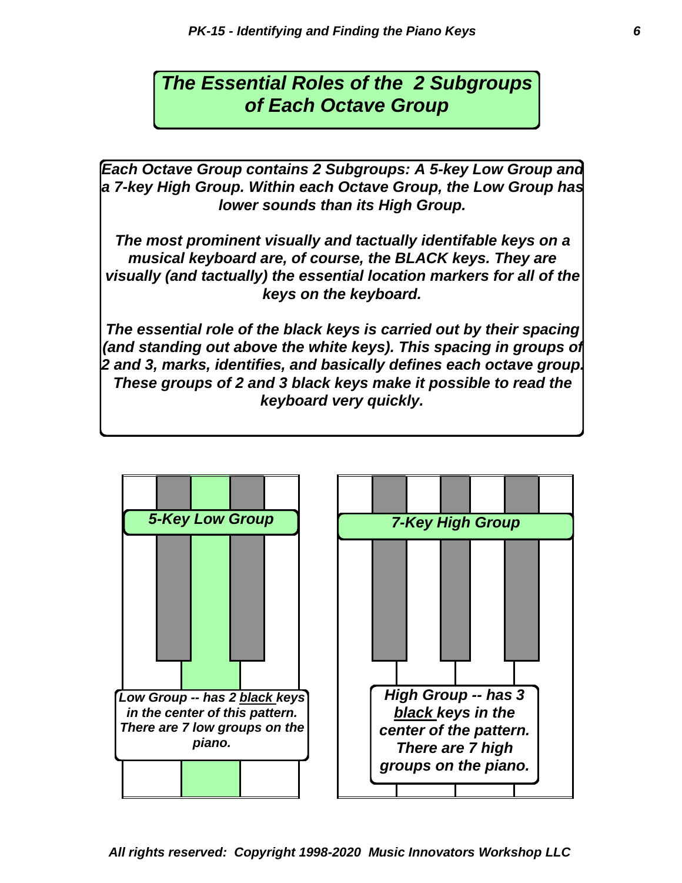# *The Essential Roles of the 2 Subgroups of Each Octave Group*

***Each Octave Group contains 2 Subgroups: A 5-key Low Group and a 7-key High Group. Within each Octave Group, the Low Group has lower sounds than its High Group.***

***The most prominent visually and tactually identifable keys on a musical keyboard are, of course, the BLACK keys. They are visually (and tactually) the essential location markers for all of the keys on the keyboard.***

***The essential role of the black keys is carried out by their spacing (and standing out above the white keys). This spacing in groups of 2 and 3, marks, identifies, and basically defines each octave group. These groups of 2 and 3 black keys make it possible to read the keyboard very quickly.***

***5-Key Low Group***

***Low Group -- has 2 black keys in the center of this pattern. There are 7 low groups on the piano.***

***7-Key High Group***

***High Group -- has 3 black keys in the center of the pattern. There are 7 high groups on the piano.***

*All rights reserved: Copyright 1998-2020 Music Innovators Workshop LLC*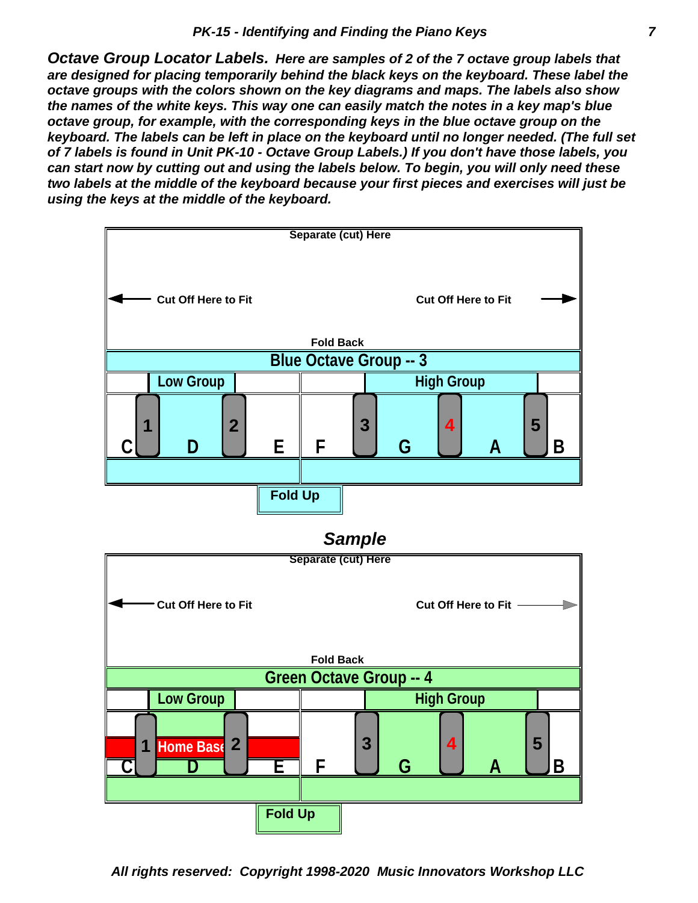***Octave Group Locator Labels.*** ***Here are samples of 2 of the 7 octave group labels that are designed for placing temporarily behind the black keys on the keyboard. These label the octave groups with the colors shown on the key diagrams and maps. The labels also show the names of the white keys. This way one can easily match the notes in a key map's blue octave group, for example, with the corresponding keys in the blue octave group on the keyboard. The labels can be left in place on the keyboard until no longer needed. (The full set of 7 labels is found in Unit PK-10 - Octave Group Labels.) If you don't have those labels, you can start now by cutting out and using the labels below. To begin, you will only need these two labels at the middle of the keyboard because your first pieces and exercises will just be using the keys at the middle of the keyboard.***

**Separate (cut) Here**

← **Cut Off Here to Fit** **Cut Off Here to Fit** →

**Fold Back**

**Blue Octave Group -- 3**

**Low Group** **High Group**

**1** **2** **3** **4** **5**

**C** **D** **E** **F** **G** **A** **B**

**Fold Up**

***Sample***

**Separate (cut) Here**

← **Cut Off Here to Fit** **Cut Off Here to Fit** →

**Fold Back**

**Green Octave Group -- 4**

**Low Group** **High Group**

**1** **Home Base** **2** **3** **4** **5**

**C** **D** **E** **F** **G** **A** **B**

**Fold Up**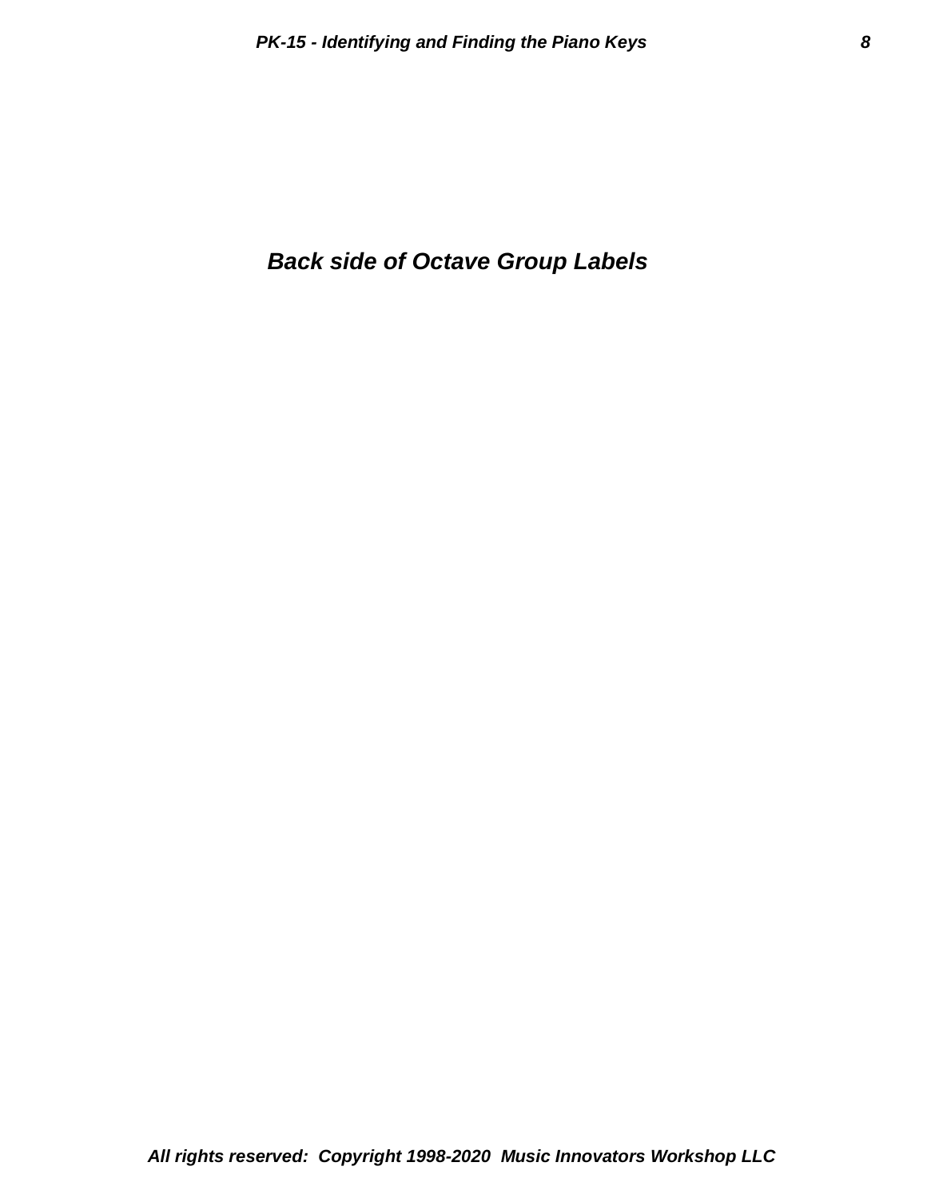***Back side of Octave Group Labels***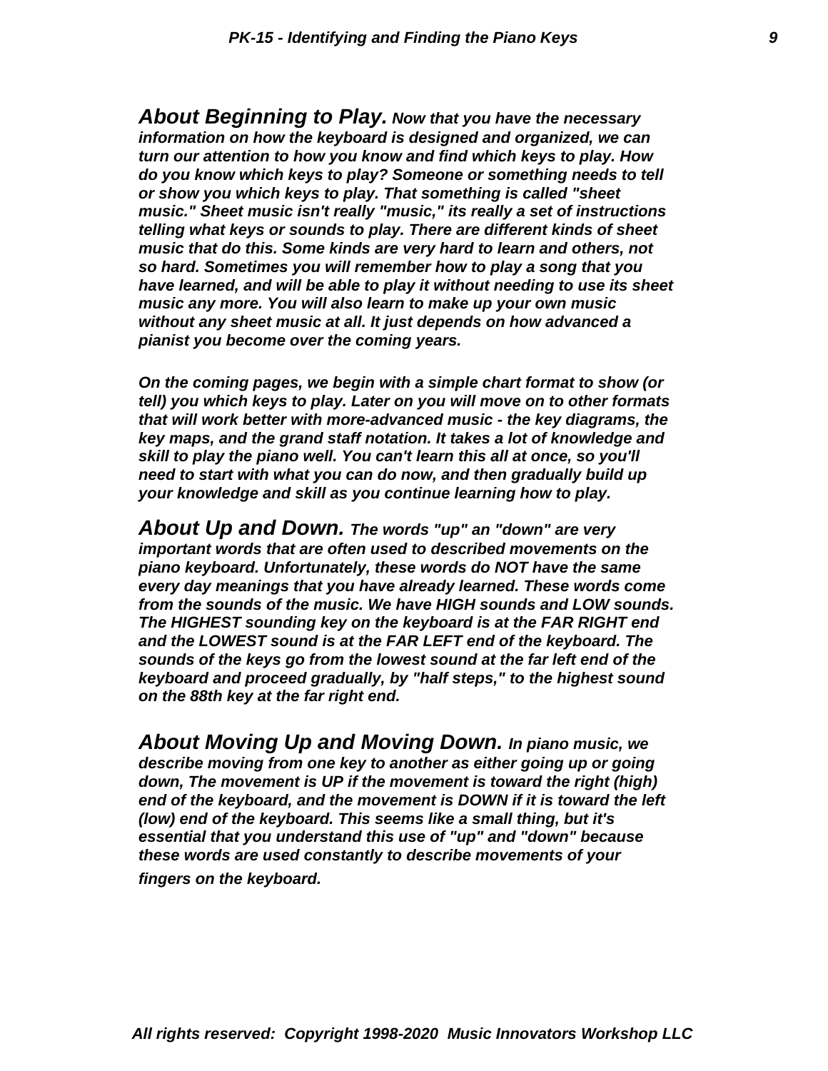***About Beginning to Play.*** ***Now that you have the necessary information on how the keyboard is designed and organized, we can turn our attention to how you know and find which keys to play. How do you know which keys to play? Someone or something needs to tell or show you which keys to play. That something is called "sheet music." Sheet music isn't really "music," its really a set of instructions telling what keys or sounds to play. There are different kinds of sheet music that do this. Some kinds are very hard to learn and others, not so hard. Sometimes you will remember how to play a song that you have learned, and will be able to play it without needing to use its sheet music any more. You will also learn to make up your own music without any sheet music at all. It just depends on how advanced a pianist you become over the coming years.***

***On the coming pages, we begin with a simple chart format to show (or tell) you which keys to play. Later on you will move on to other formats that will work better with more-advanced music - the key diagrams, the key maps, and the grand staff notation. It takes a lot of knowledge and skill to play the piano well. You can't learn this all at once, so you'll need to start with what you can do now, and then gradually build up your knowledge and skill as you continue learning how to play.***

***About Up and Down.*** ***The words "up" an "down" are very important words that are often used to described movements on the piano keyboard. Unfortunately, these words do NOT have the same every day meanings that you have already learned. These words come from the sounds of the music. We have HIGH sounds and LOW sounds. The HIGHEST sounding key on the keyboard is at the FAR RIGHT end and the LOWEST sound is at the FAR LEFT end of the keyboard. The sounds of the keys go from the lowest sound at the far left end of the keyboard and proceed gradually, by "half steps," to the highest sound on the 88th key at the far right end.***

***About Moving Up and Moving Down.*** ***In piano music, we describe moving from one key to another as either going up or going down, The movement is UP if the movement is toward the right (high) end of the keyboard, and the movement is DOWN if it is toward the left (low) end of the keyboard. This seems like a small thing, but it's essential that you understand this use of "up" and "down" because these words are used constantly to describe movements of your fingers on the keyboard.***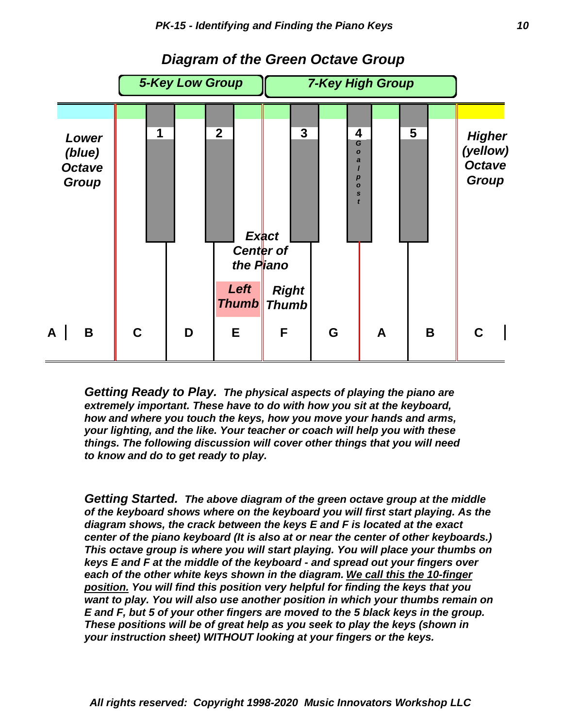## *Diagram of the Green Octave Group*

| | | | | | | | | | |
|---|---|---|---|---|---|---|---|---|---|
| | | ***5-Key Low Group*** | | | ***7-Key High Group*** | | | | |
| ***Lower (blue) Octave Group*** | | **1** | **2** | | **3** | **4** *Goalpost* | **5** | | ***Higher (yellow) Octave Group*** |
| | | | | ***Exact Center of the Piano*** | | | | | |
| | | | ***Left Thumb*** | ***Right Thumb*** | | | | | |
| **A** | **B** | **C** | **D** | **E** | **F** | **G** | **A** | **B** | **C** |

***Getting Ready to Play.*** ***The physical aspects of playing the piano are extremely important. These have to do with how you sit at the keyboard, how and where you touch the keys, how you move your hands and arms, your lighting, and the like. Your teacher or coach will help you with these things. The following discussion will cover other things that you will need to know and do to get ready to play.***

***Getting Started.*** ***The above diagram of the green octave group at the middle of the keyboard shows where on the keyboard you will first start playing. As the diagram shows, the crack between the keys E and F is located at the exact center of the piano keyboard (It is also at or near the center of other keyboards.) This octave group is where you will start playing. You will place your thumbs on keys E and F at the middle of the keyboard - and spread out your fingers over each of the other white keys shown in the diagram. <u>We call this the 10-finger position.</u> You will find this position very helpful for finding the keys that you want to play. You will also use another position in which your thumbs remain on E and F, but 5 of your other fingers are moved to the 5 black keys in the group. These positions will be of great help as you seek to play the keys (shown in your instruction sheet) WITHOUT looking at your fingers or the keys.***

*All rights reserved: Copyright 1998-2020 Music Innovators Workshop LLC*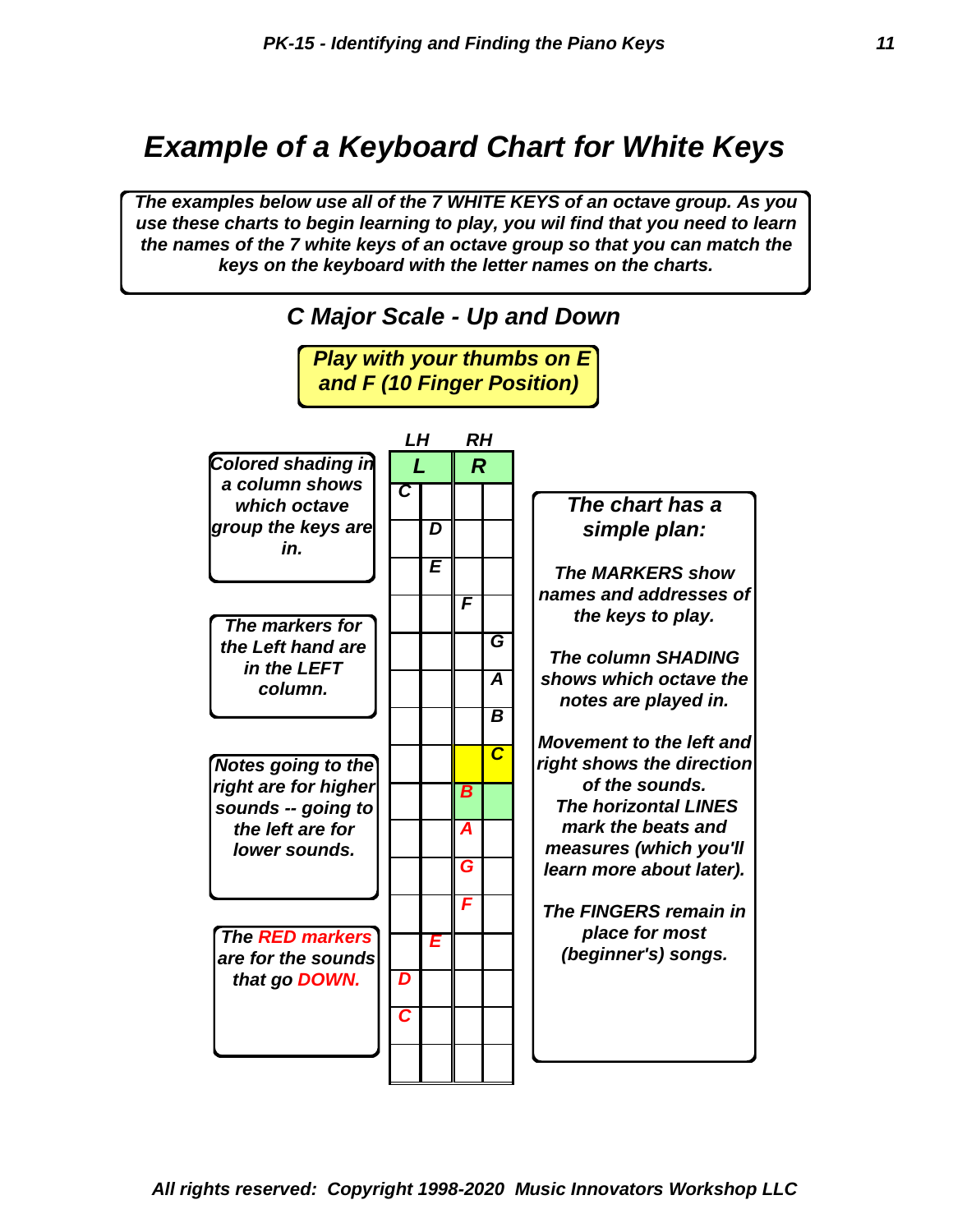# *Example of a Keyboard Chart for White Keys*

***The examples below use all of the 7 WHITE KEYS of an octave group. As you use these charts to begin learning to play, you wil find that you need to learn the names of the 7 white keys of an octave group so that you can match the keys on the keyboard with the letter names on the charts.***

## *C Major Scale - Up and Down*

***Play with your thumbs on E and F (10 Finger Position)***

| LH | | RH | |
|---|---|---|---|
| **L** | | **R** | |
| C | | | |
| | D | | |
| | E | | |
| | | F | |
| | | | G |
| | | | A |
| | | | B |
| | | | C |
| | | B | |
| | | A | |
| | | G | |
| | | F | |
| | E | | |
| D | | | |
| C | | | |
| | | | |

***Colored shading in a column shows which octave group the keys are in.***

***The markers for the Left hand are in the LEFT column.***

***Notes going to the right are for higher sounds -- going to the left are for lower sounds.***

***The RED markers are for the sounds that go DOWN.***

***The chart has a simple plan:***

***The MARKERS show names and addresses of the keys to play.***

***The column SHADING shows which octave the notes are played in.***

***Movement to the left and right shows the direction of the sounds.***
***The horizontal LINES mark the beats and measures (which you'll learn more about later).***

***The FINGERS remain in place for most (beginner's) songs.***

***All rights reserved: Copyright 1998-2020 Music Innovators Workshop LLC***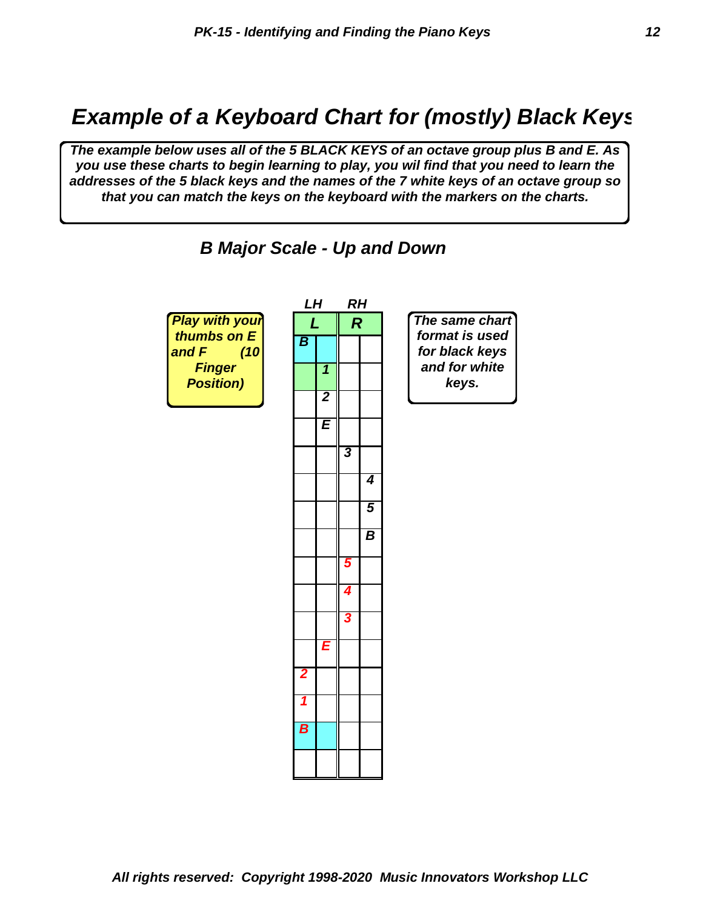## Example of a Keyboard Chart for (mostly) Black Keys

***The example below uses all of the 5 BLACK KEYS of an octave group plus B and E. As you use these charts to begin learning to play, you wil find that you need to learn the addresses of the 5 black keys and the names of the 7 white keys of an octave group so that you can match the keys on the keyboard with the markers on the charts.***

### *B Major Scale - Up and Down*

***Play with your thumbs on E and F (10 Finger Position)***

| LH | | RH | |
|---|---|---|---|
| L | | R | |
| B | | | |
| | 1 | | |
| | 2 | | |
| | E | | |
| | | 3 | |
| | | | 4 |
| | | | 5 |
| | | | B |
| | | 5 | |
| | | 4 | |
| | | 3 | |
| | E | | |
| 2 | | | |
| 1 | | | |
| B | | | |
| | | | |

***The same chart format is used for black keys and for white keys.***

***All rights reserved: Copyright 1998-2020 Music Innovators Workshop LLC***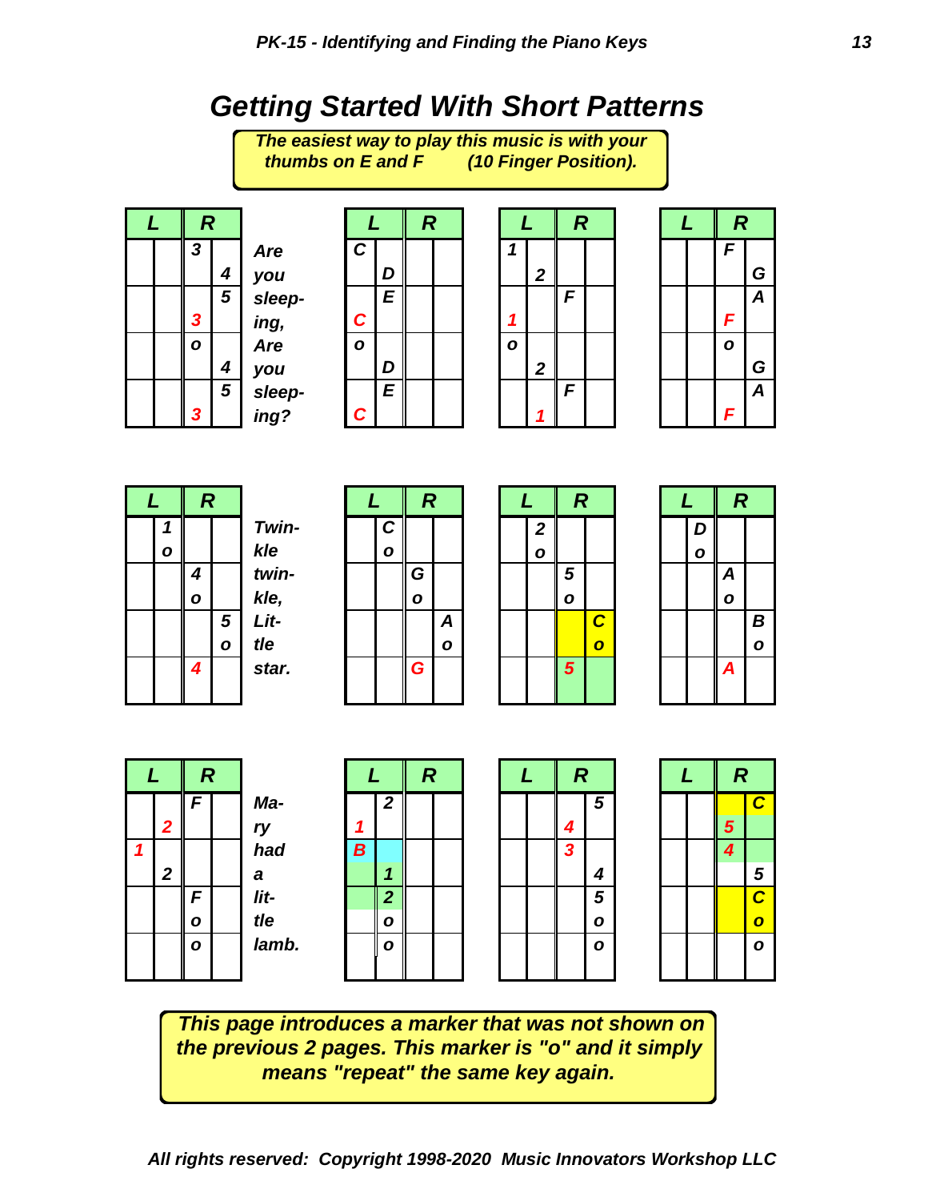# Getting Started With Short Patterns

***The easiest way to play this music is with your thumbs on E and F (10 Finger Position).***

| L | L | R | R | |
|---|---|---|---|---|
| | | 3 | | Are |
| | | | 4 | you |
| | | | 5 | sleep- |
| | | 3 | | ing, |
| | | o | | Are |
| | | | 4 | you |
| | | | 5 | sleep- |
| | | 3 | | ing? |

| L | L | R | R |
|---|---|---|---|
| C | | | |
| | D | | |
| | E | | |
| C | | | |
| o | | | |
| | D | | |
| | E | | |
| C | | | |

| L | L | R | R |
|---|---|---|---|
| 1 | | | |
| | 2 | | |
| | | F | |
| 1 | | | |
| o | | | |
| | 2 | | |
| | | F | |
| | 1 | | |

| L | L | R | R |
|---|---|---|---|
| | | F | |
| | | | G |
| | | | A |
| | | F | |
| | | o | |
| | | | G |
| | | | A |
| | | F | |

| L | L | R | R | |
|---|---|---|---|---|
| | 1 | | | Twin- |
| | o | | | kle |
| | | 4 | | twin- |
| | | o | | kle, |
| | | | 5 | Lit- |
| | | | o | tle |
| | | 4 | | star. |
| | | | | |

| L | L | R | R |
|---|---|---|---|
| | C | | |
| | o | | |
| | | G | |
| | | o | |
| | | | A |
| | | | o |
| | | G | |
| | | | |

| L | L | R | R |
|---|---|---|---|
| | 2 | | |
| | o | | |
| | | 5 | |
| | | o | |
| | | | C |
| | | | o |
| | | 5 | |
| | | | |

| L | L | R | R |
|---|---|---|---|
| | D | | |
| | o | | |
| | | A | |
| | | o | |
| | | | B |
| | | | o |
| | | A | |
| | | | |

| L | L | R | R | |
|---|---|---|---|---|
| | | F | | Ma- |
| | 2 | | | ry |
| 1 | | | | had |
| | 2 | | | a |
| | | F | | lit- |
| | | o | | tle |
| | | o | | lamb. |
| | | | | |

| L | L | R | R |
|---|---|---|---|
| | 2 | | |
| 1 | | | |
| B | | | |
| | 1 | | |
| | 2 | | |
| | o | | |
| | o | | |
| | | | |

| L | L | R | R |
|---|---|---|---|
| | | | 5 |
| | | 4 | |
| | | 3 | |
| | | | 4 |
| | | | 5 |
| | | | o |
| | | | o |
| | | | |

| L | L | R | R |
|---|---|---|---|
| | | | C |
| | | 5 | |
| | | 4 | |
| | | | 5 |
| | | | C |
| | | | o |
| | | | o |
| | | | |

***This page introduces a marker that was not shown on the previous 2 pages. This marker is "o" and it simply means "repeat" the same key again.***

*All rights reserved: Copyright 1998-2020 Music Innovators Workshop LLC*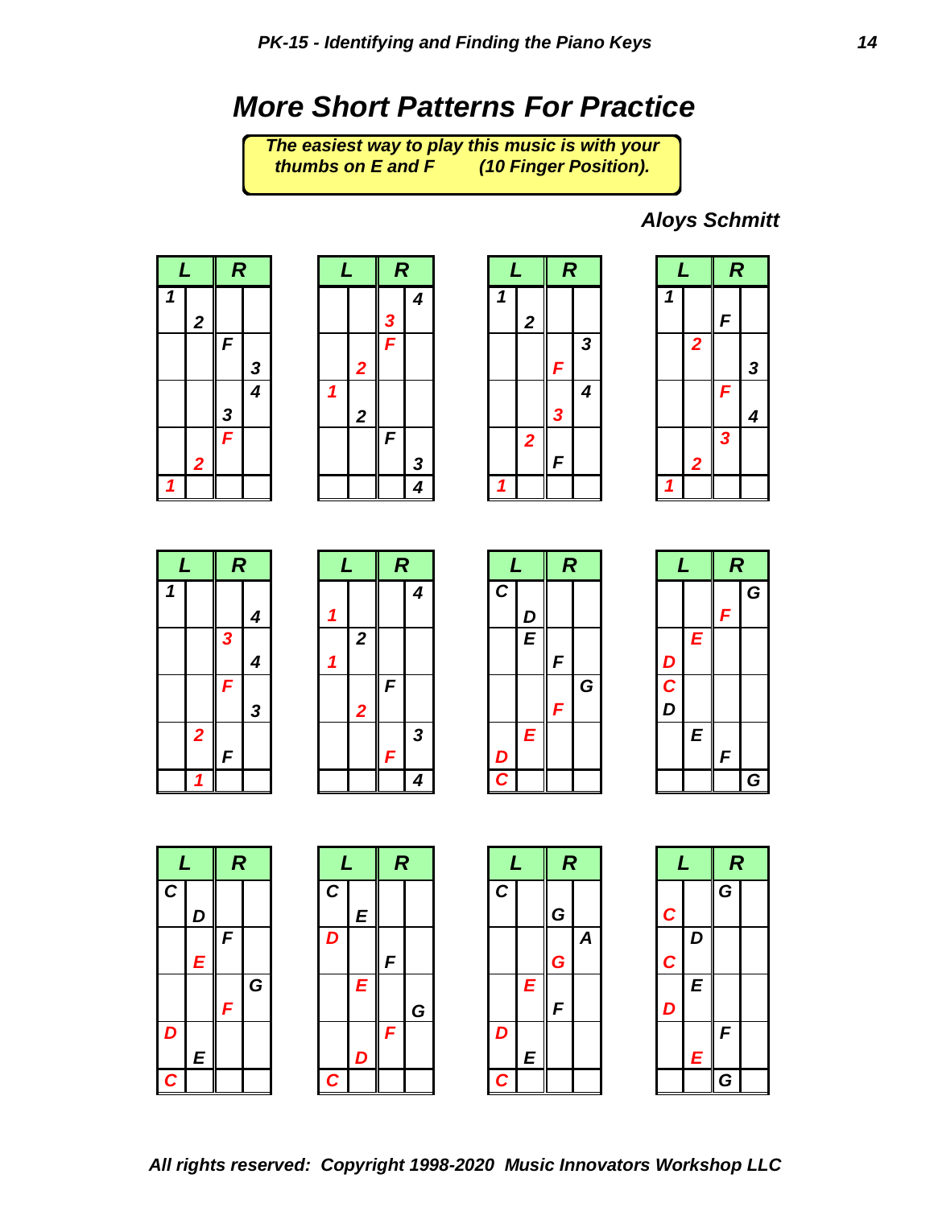## More Short Patterns For Practice

***The easiest way to play this music is with your thumbs on E and F (10 Finger Position).***

***Aloys Schmitt***

| L | | R | |
|---|---|---|---|
| 1 | | | |
| | 2 | | |
| | | F | |
| | | | 3 |
| | | | 4 |
| | | 3 | |
| | | F | |
| | 2 | | |
| 1 | | | |

| L | | R | |
|---|---|---|---|
| | | | 4 |
| | | 3 | |
| | | F | |
| | 2 | | |
| 1 | | | |
| | 2 | | |
| | | F | |
| | | | 3 |
| | | | 4 |

| L | | R | |
|---|---|---|---|
| 1 | | | |
| | 2 | | |
| | | | 3 |
| | | F | |
| | | | 4 |
| | | 3 | |
| | 2 | | |
| | | F | |
| 1 | | | |

| L | | R | |
|---|---|---|---|
| 1 | | | |
| | | F | |
| | 2 | | |
| | | | 3 |
| | | F | |
| | | | 4 |
| | | 3 | |
| | 2 | | |
| 1 | | | |

| L | | R | |
|---|---|---|---|
| 1 | | | |
| | | | 4 |
| | | 3 | |
| | | | 4 |
| | | F | |
| | | | 3 |
| | 2 | | |
| | | F | |
| | 1 | | |

| L | | R | |
|---|---|---|---|
| | | | 4 |
| 1 | | | |
| | 2 | | |
| 1 | | | |
| | | F | |
| | 2 | | |
| | | | 3 |
| | | F | |
| | | | 4 |

| L | | R | |
|---|---|---|---|
| C | | | |
| | D | | |
| | E | | |
| | | F | |
| | | | G |
| | | F | |
| | E | | |
| D | | | |
| C | | | |

| L | | R | |
|---|---|---|---|
| | | | G |
| | | F | |
| | E | | |
| D | | | |
| C | | | |
| D | | | |
| | E | | |
| | | F | |
| | | | G |

| L | | R | |
|---|---|---|---|
| C | | | |
| | D | | |
| | | F | |
| | E | | |
| | | | G |
| | | F | |
| D | | | |
| | E | | |
| C | | | |

| L | | R | |
|---|---|---|---|
| C | | | |
| | E | | |
| D | | | |
| | | F | |
| | E | | |
| | | | G |
| | | F | |
| | D | | |
| C | | | |

| L | | R | |
|---|---|---|---|
| C | | | |
| | | G | |
| | | | A |
| | | G | |
| | E | | |
| | | F | |
| D | | | |
| | E | | |
| C | | | |

| L | | R | |
|---|---|---|---|
| | | G | |
| C | | | |
| | D | | |
| C | | | |
| | E | | |
| D | | | |
| | | F | |
| | E | | |
| | | G | |

*All rights reserved: Copyright 1998-2020 Music Innovators Workshop LLC*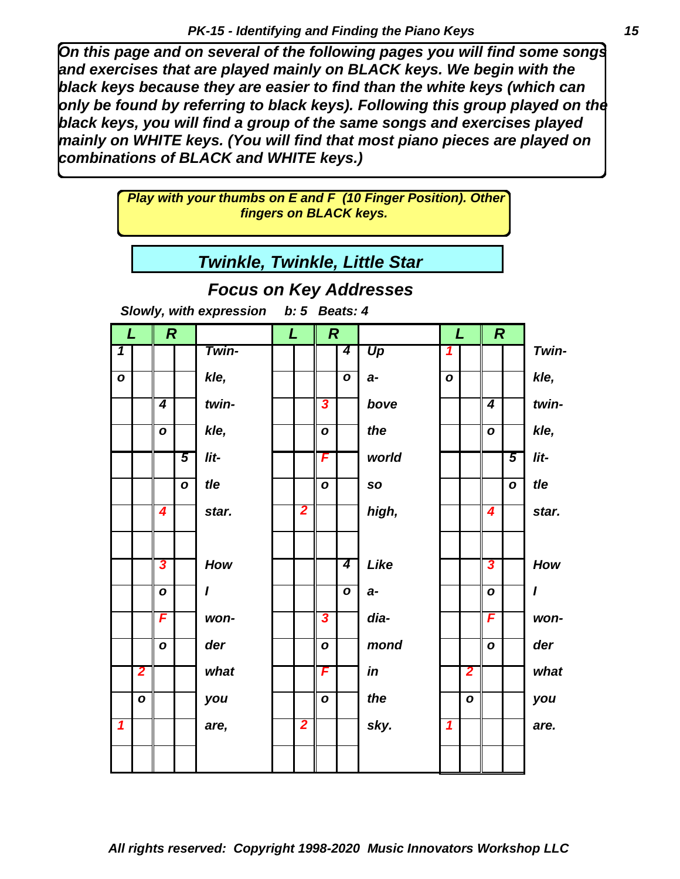*On this page and on several of the following pages you will find some songs and exercises that are played mainly on BLACK keys. We begin with the black keys because they are easier to find than the white keys (which can only be found by referring to black keys). Following this group played on the black keys, you will find a group of the same songs and exercises played mainly on WHITE keys. (You will find that most piano pieces are played on combinations of BLACK and WHITE keys.)*

***Play with your thumbs on E and F (10 Finger Position). Other fingers on BLACK keys.***

## *Twinkle, Twinkle, Little Star*

### *Focus on Key Addresses*

***Slowly, with expression b: 5 Beats: 4***

| L | | R | | | L | | R | | | L | | R | | |
|---|---|---|---|---|---|---|---|---|---|---|---|---|---|---|
| 1 | | | | Twin- | | | | 4 | Up | 1 | | | | Twin- |
| o | | | | kle, | | | | o | a- | o | | | | kle, |
| | | 4 | | twin- | | | 3 | | bove | | | 4 | | twin- |
| | | o | | kle, | | | o | | the | | | o | | kle, |
| | | | 5 | lit- | | | F | | world | | | | 5 | lit- |
| | | | o | tle | | | o | | so | | | | o | tle |
| | | 4 | | star. | | 2 | | | high, | | | 4 | | star. |
| | | | | | | | | | | | | | | |
| | | 3 | | How | | | | 4 | Like | | | 3 | | How |
| | | o | | I | | | | o | a- | | | o | | I |
| | | F | | won- | | | 3 | | dia- | | | F | | won- |
| | | o | | der | | | o | | mond | | | o | | der |
| | 2 | | | what | | | F | | in | | 2 | | | what |
| | o | | | you | | | o | | the | | o | | | you |
| 1 | | | | are, | | 2 | | | sky. | 1 | | | | are. |
| | | | | | | | | | | | | | | |

*All rights reserved: Copyright 1998-2020 Music Innovators Workshop LLC*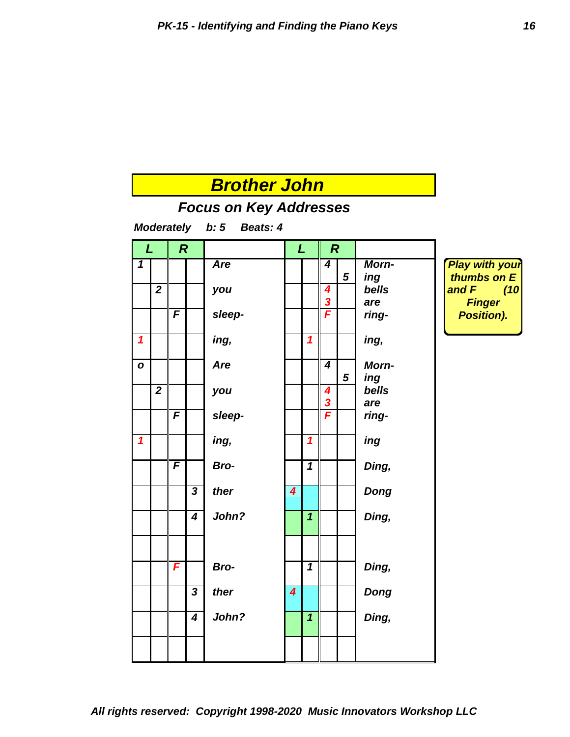# Brother John

## Focus on Key Addresses

**Moderately b: 5 Beats: 4**

| L | | R | | | L | | R | | |
|---|---|---|---|---|---|---|---|---|---|
| 1 | | | | Are | | | 4 | 5 | Morn- ing |
| | 2 | | | you | | | 4 3 | | bells are |
| | | F | | sleep- | | | F | | ring- |
| 1 | | | | ing, | | 1 | | | ing, |
| o | | | | Are | | | 4 | 5 | Morn- ing |
| | 2 | | | you | | | 4 3 | | bells are |
| | | F | | sleep- | | | F | | ring- |
| 1 | | | | ing, | | 1 | | | ing |
| | | F | | Bro- | | 1 | | | Ding, |
| | | | 3 | ther | 4 | | | | Dong |
| | | | 4 | John? | | 1 | | | Ding, |
| | | | | | | | | | |
| | | F | | Bro- | | 1 | | | Ding, |
| | | | 3 | ther | 4 | | | | Dong |
| | | | 4 | John? | | 1 | | | Ding, |
| | | | | | | | | | |

**Play with your thumbs on E and F (10 Finger Position).**

All rights reserved: Copyright 1998-2020 Music Innovators Workshop LLC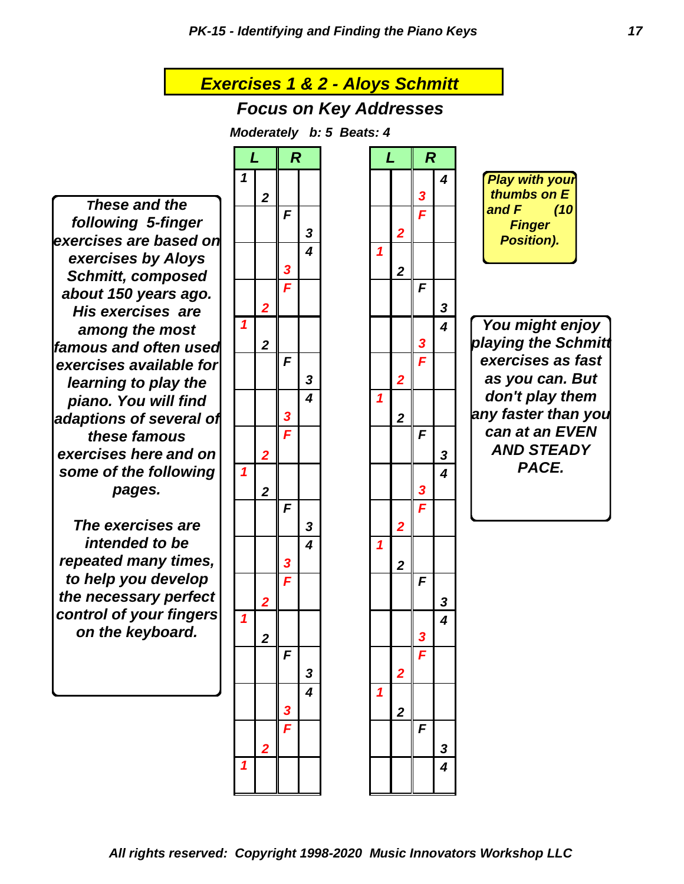## Exercises 1 & 2 - Aloys Schmitt

### Focus on Key Addresses

*Moderately b: 5 Beats: 4*

*These and the following 5-finger exercises are based on exercises by Aloys Schmitt, composed about 150 years ago. His exercises are among the most famous and often used exercises available for learning to play the piano. You will find adaptions of several of these famous exercises here and on some of the following pages.*

*The exercises are intended to be repeated many times, to help you develop the necessary perfect control of your fingers on the keyboard.*

**Exercise 1**

| L | | R | |
|---|---|---|---|
| 1 | | | |
| | 2 | | |
| | | F | |
| | | | 3 |
| | | | 4 |
| | | 3 | |
| | | F | |
| | 2 | | |
| 1 | | | |
| | 2 | | |
| | | F | |
| | | | 3 |
| | | | 4 |
| | | 3 | |
| | | F | |
| | 2 | | |
| 1 | | | |
| | 2 | | |
| | | F | |
| | | | 3 |
| | | | 4 |
| | | 3 | |
| | | F | |
| | 2 | | |
| 1 | | | |
| | 2 | | |
| | | F | |
| | | | 3 |
| | | | 4 |
| | | 3 | |
| | | F | |
| | 2 | | |
| 1 | | | |

**Exercise 2**

| L | | R | |
|---|---|---|---|
| | | | 4 |
| | | 3 | |
| | | F | |
| | 2 | | |
| 1 | | | |
| | 2 | | |
| | | F | |
| | | | 3 |
| | | | 4 |
| | | 3 | |
| | | F | |
| | 2 | | |
| 1 | | | |
| | 2 | | |
| | | F | |
| | | | 3 |
| | | | 4 |
| | | 3 | |
| | | F | |
| | 2 | | |
| 1 | | | |
| | 2 | | |
| | | F | |
| | | | 3 |
| | | | 4 |
| | | 3 | |
| | | F | |
| | 2 | | |
| 1 | | | |
| | 2 | | |
| | | F | |
| | | | 3 |
| | | | 4 |

*Play with your thumbs on E and F (10 Finger Position).*

*You might enjoy playing the Schmitt exercises as fast as you can. But don't play them any faster than you can at an EVEN AND STEADY PACE.*

*All rights reserved: Copyright 1998-2020 Music Innovators Workshop LLC*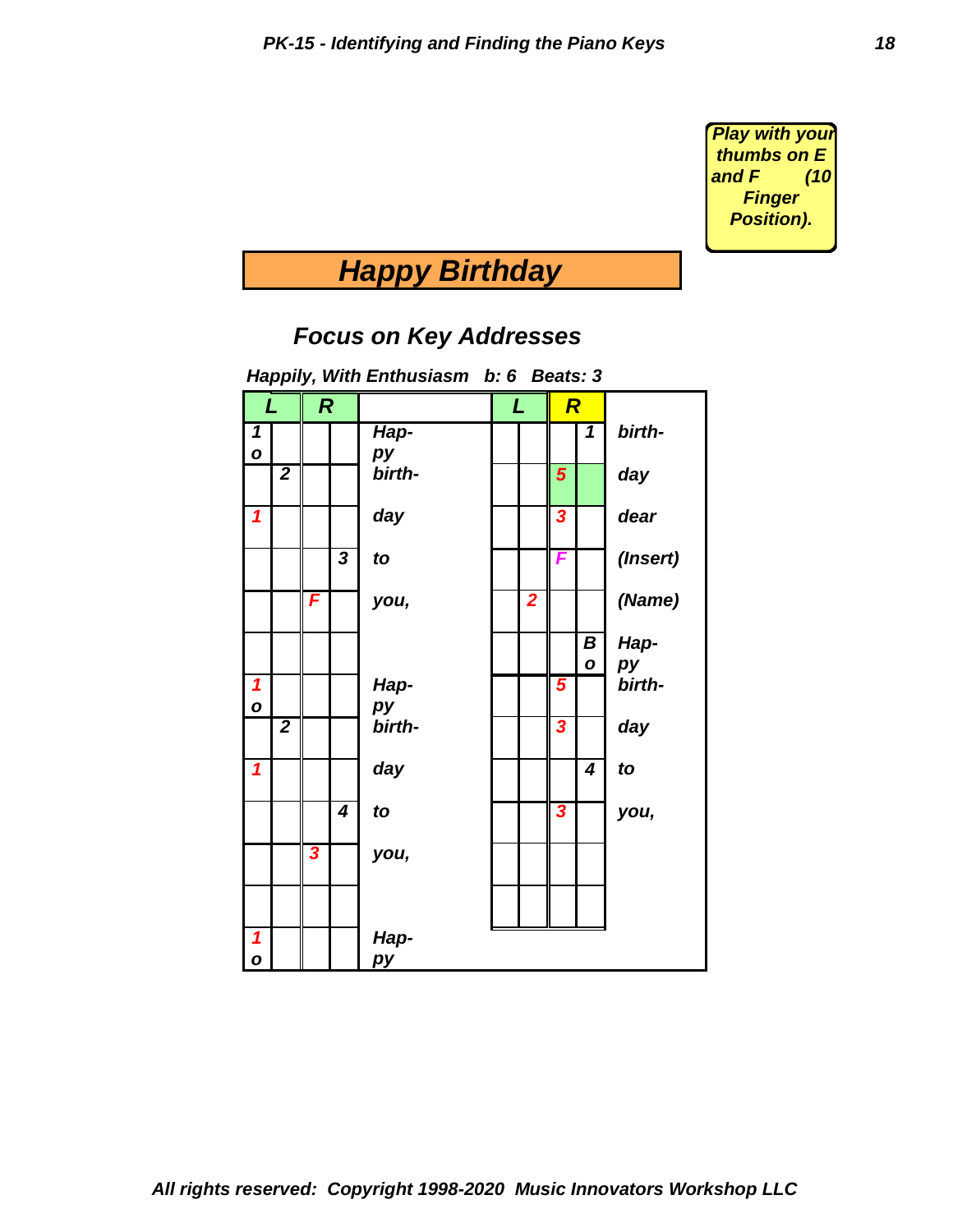*Play with your thumbs on E and F (10 Finger Position).*

# *Happy Birthday*

## *Focus on Key Addresses*

***Happily, With Enthusiasm b: 6 Beats: 3***

| L | | R | | | L | | R | | |
|---|---|---|---|---|---|---|---|---|---|
| 1 o | | | | Hap- py | | | | 1 | birth- |
| | 2 | | | birth- | | | 5 | | day |
| 1 | | | | day | | | 3 | | dear |
| | | | 3 | to | | | F | | (Insert) |
| | | F | | you, | | 2 | | | (Name) |
| | | | | | | | | B o | Hap- py |
| 1 o | | | | Hap- py | | | 5 | | birth- |
| | 2 | | | birth- | | | 3 | | day |
| 1 | | | | day | | | | 4 | to |
| | | | 4 | to | | | 3 | | you, |
| | | 3 | | you, | | | | | |
| | | | | | | | | | |
| 1 o | | | | Hap- py | | | | | |

*All rights reserved: Copyright 1998-2020 Music Innovators Workshop LLC*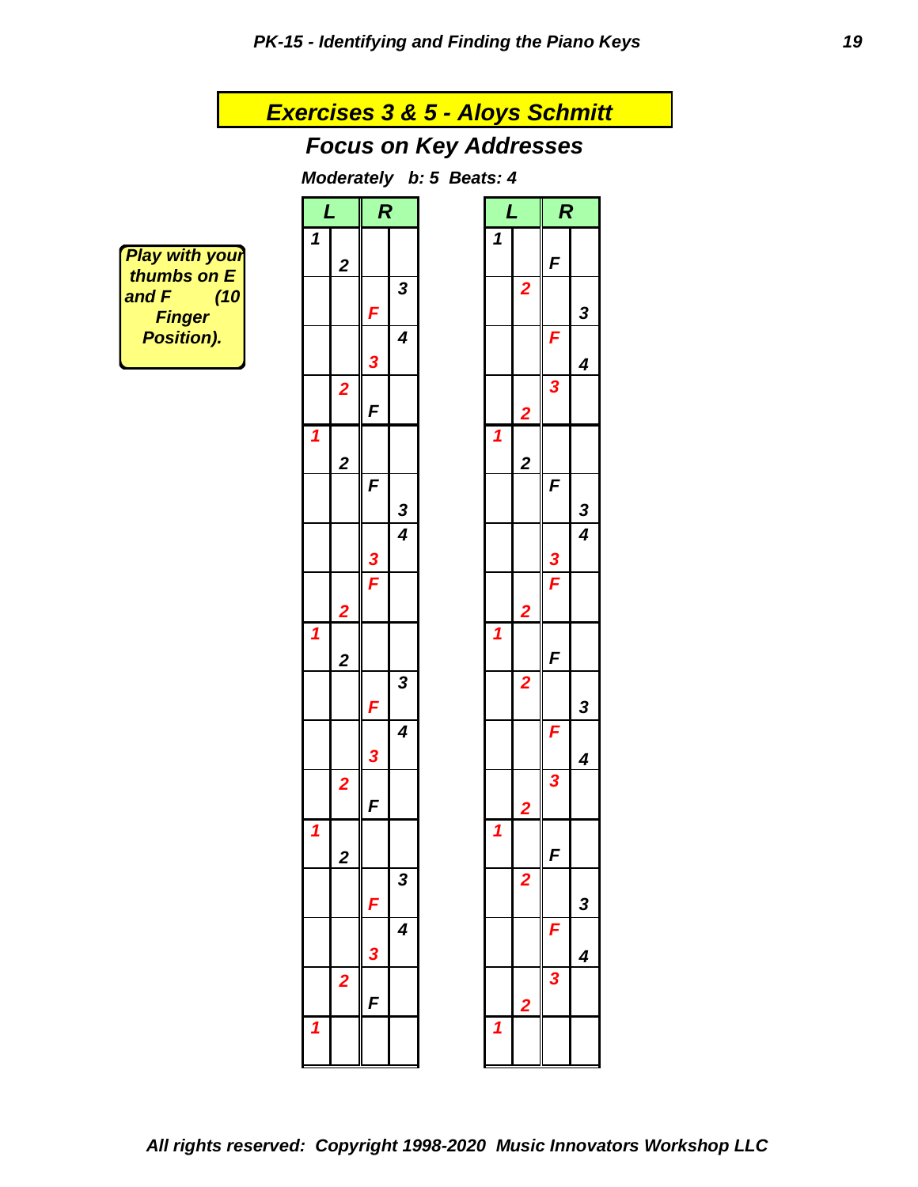## Exercises 3 & 5 - Aloys Schmitt

### Focus on Key Addresses

**Moderately b: 5 Beats: 4**

**Play with your thumbs on E and F (10 Finger Position).**

| L | | R | |
|---|---|---|---|
| 1 | 2 | | |
| | | F | 3 |
| | | 3 | 4 |
| | 2 | F | |
| 1 | 2 | | |
| | | F | 3 |
| | | 3 | 4 |
| | 2 | F | |
| 1 | 2 | | |
| | | F | 3 |
| | | 3 | 4 |
| | 2 | F | |
| 1 | 2 | | |
| | | F | 3 |
| | | 3 | 4 |
| | 2 | F | |
| 1 | | | |

| L | | R | |
|---|---|---|---|
| 1 | | F | |
| | 2 | | 3 |
| | | F | 4 |
| | 2 | 3 | |
| 1 | 2 | | |
| | | F | 3 |
| | | 3 | 4 |
| | 2 | F | |
| 1 | | F | |
| | 2 | | 3 |
| | | F | 4 |
| | 2 | 3 | |
| 1 | | F | |
| | 2 | | 3 |
| | | F | 4 |
| | 2 | 3 | |
| 1 | | | |

*All rights reserved: Copyright 1998-2020 Music Innovators Workshop LLC*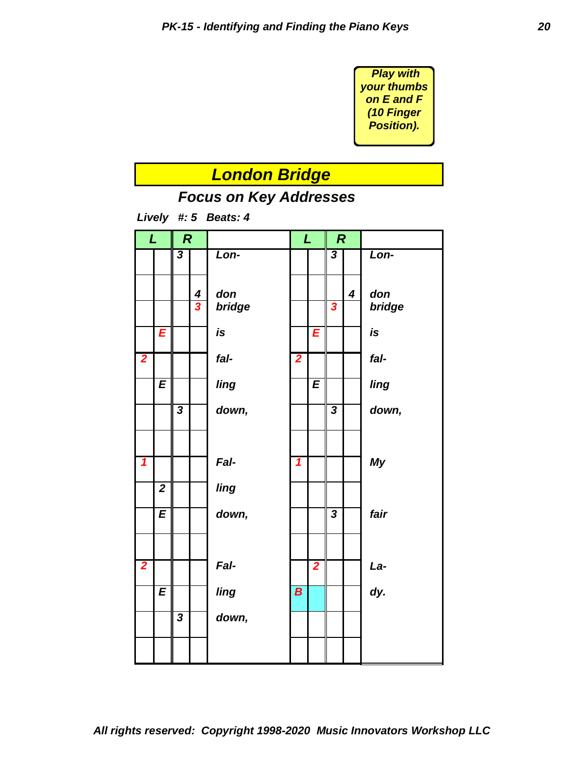Play with your thumbs on E and F (10 Finger Position).

# London Bridge

## Focus on Key Addresses

***Lively #: 5 Beats: 4***

| L | | R | | | L | | R | | |
|---|---|---|---|---|---|---|---|---|---|
| | | 3 | | Lon- | | | 3 | | Lon- |
| | | | 4 | don | | | | 4 | don |
| | | | 3 | bridge | | | 3 | | bridge |
| | E | | | is | | E | | | is |
| 2 | | | | fal- | 2 | | | | fal- |
| | E | | | ling | | E | | | ling |
| | | 3 | | down, | | | 3 | | down, |
| | | | | | | | | | |
| 1 | | | | Fal- | 1 | | | | My |
| | 2 | | | ling | | | | | |
| | E | | | down, | | | 3 | | fair |
| | | | | | | | | | |
| 2 | | | | Fal- | | 2 | | | La- |
| | E | | | ling | B | | | | dy. |
| | | 3 | | down, | | | | | |
| | | | | | | | | | |

***All rights reserved: Copyright 1998-2020 Music Innovators Workshop LLC***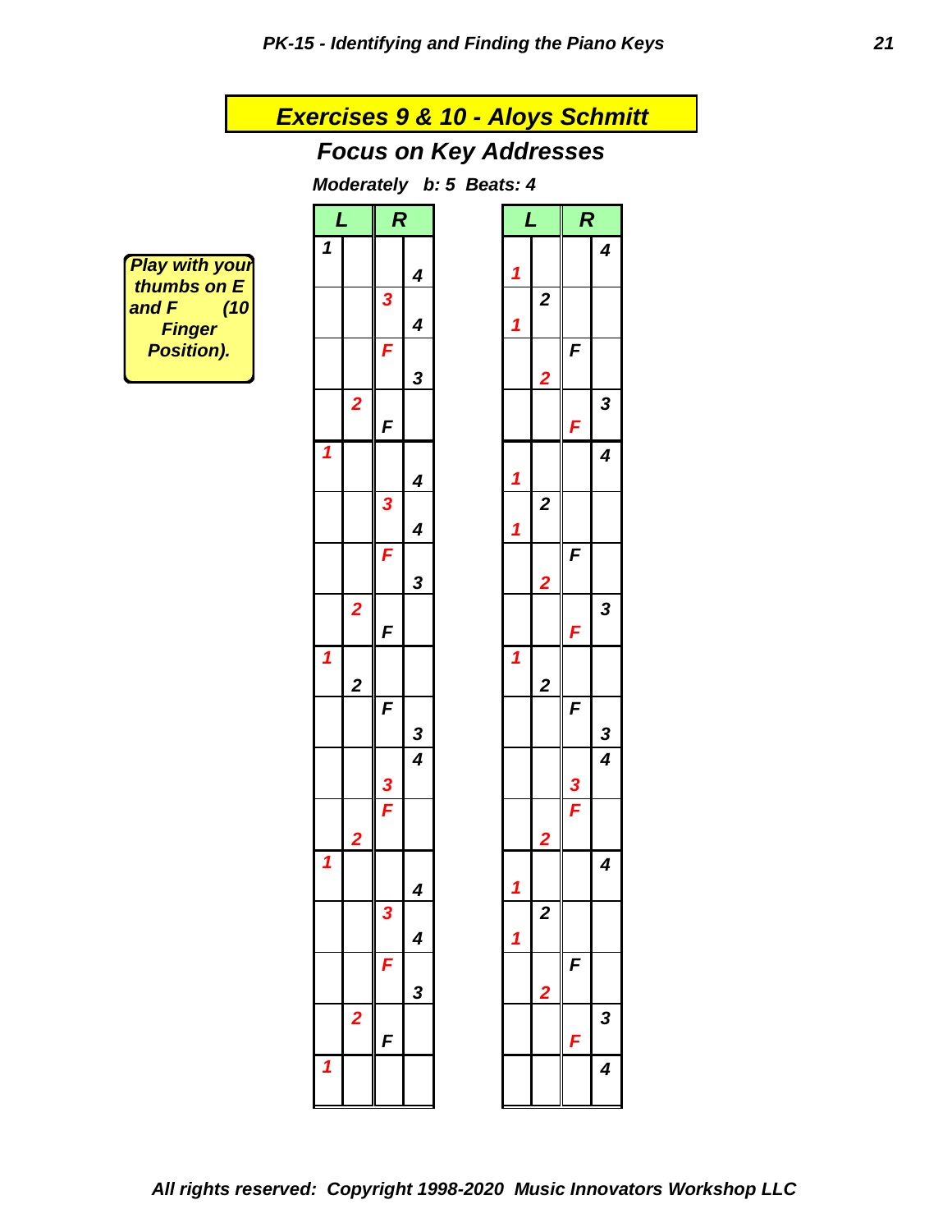## Exercises 9 & 10 - Aloys Schmitt

### Focus on Key Addresses

***Moderately b: 5 Beats: 4***

*Play with your thumbs on E and F (10 Finger Position).*

**Exercise 9**

| L | | R | |
|---|---|---|---|
| 1 | | | 4 |
| | | 3 | 4 |
| | | F | 3 |
| | 2 | F | |
| 1 | | | 4 |
| | | 3 | 4 |
| | | F | 3 |
| | 2 | F | |
| 1 | 2 | | |
| | | F | 3 |
| | | 3 | 4 |
| | 2 | F | |
| 1 | | | 4 |
| | | 3 | 4 |
| | | F | 3 |
| | 2 | F | |
| 1 | | | |

**Exercise 10**

| L | | R | |
|---|---|---|---|
| 1 | | | 4 |
| 1 | 2 | | |
| | 2 | F | |
| | | F | 3 |
| 1 | | | 4 |
| 1 | 2 | | |
| | 2 | F | |
| | | F | 3 |
| 1 | 2 | | |
| | | F | 3 |
| | | 3 | 4 |
| | 2 | F | |
| 1 | | | 4 |
| 1 | 2 | | |
| | 2 | F | |
| | | F | 3 |
| | | | 4 |

*All rights reserved: Copyright 1998-2020 Music Innovators Workshop LLC*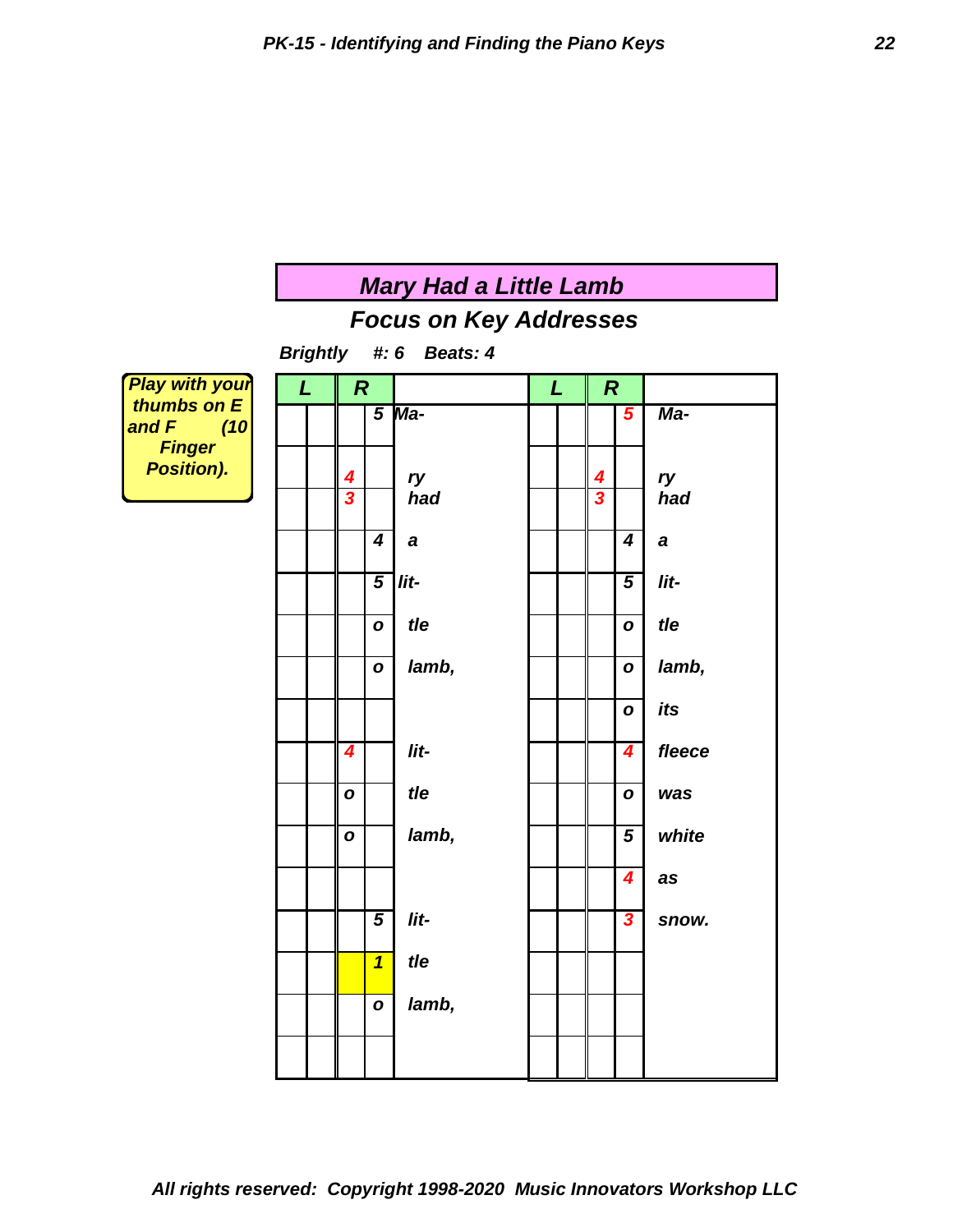## Mary Had a Little Lamb

### Focus on Key Addresses

**Brightly #: 6 Beats: 4**

**Play with your thumbs on E and F (10 Finger Position).**

| L | | R | | | L | | R | | |
|---|---|---|---|---|---|---|---|---|---|
| | | | 5 | Ma- | | | | 5 | Ma- |
| | | 4 | | ry | | | 4 | | ry |
| | | 3 | | had | | | 3 | | had |
| | | | 4 | a | | | | 4 | a |
| | | | 5 | lit- | | | | 5 | lit- |
| | | | o | tle | | | | o | tle |
| | | | o | lamb, | | | | o | lamb, |
| | | | | | | | | o | its |
| | | 4 | | lit- | | | | 4 | fleece |
| | | o | | tle | | | | o | was |
| | | o | | lamb, | | | | 5 | white |
| | | | | | | | | 4 | as |
| | | | 5 | lit- | | | | 3 | snow. |
| | | | 1 | tle | | | | | |
| | | | o | lamb, | | | | | |
| | | | | | | | | | |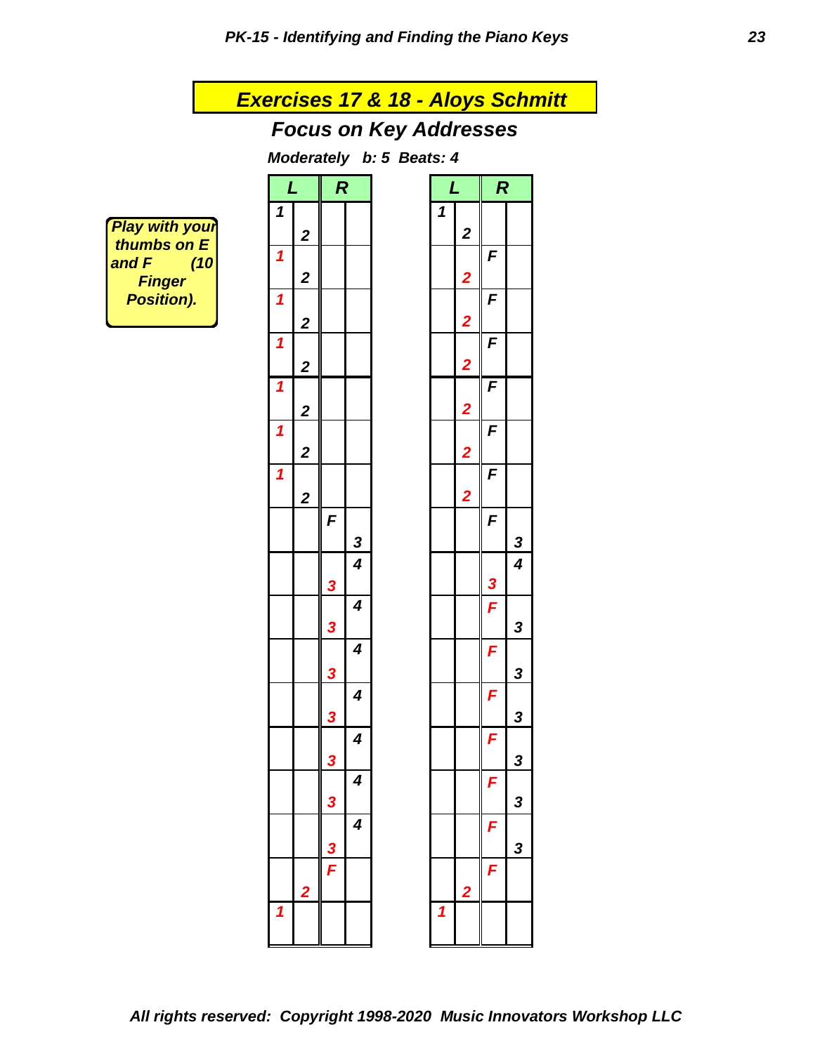## Exercises 17 & 18 - Aloys Schmitt

### Focus on Key Addresses

**Moderately b: 5 Beats: 4**

*Play with your thumbs on E and F (10 Finger Position).*

| L | | R | |
|---|---|---|---|
| 1 2 | | | |
| 1 2 | | | |
| 1 2 | | | |
| 1 2 | | | |
| 1 2 | | | |
| 1 2 | | | |
| 1 2 | | | |
| | | F | 3 |
| | | 3 | 4 |
| | | 3 | 4 |
| | | 3 | 4 |
| | | 3 | 4 |
| | | 3 | 4 |
| | | 3 | 4 |
| | | 3 | 4 |
| | 2 | F | |
| 1 | | | |

| L | | R | |
|---|---|---|---|
| 1 2 | | | |
| | 2 | F | |
| | 2 | F | |
| | 2 | F | |
| | 2 | F | |
| | 2 | F | |
| | 2 | F | |
| | | F | 3 |
| | | 3 | 4 |
| | | F | 3 |
| | | F | 3 |
| | | F | 3 |
| | | F | 3 |
| | | F | 3 |
| | | F | 3 |
| | 2 | F | |
| 1 | | | |

All rights reserved: Copyright 1998-2020 Music Innovators Workshop LLC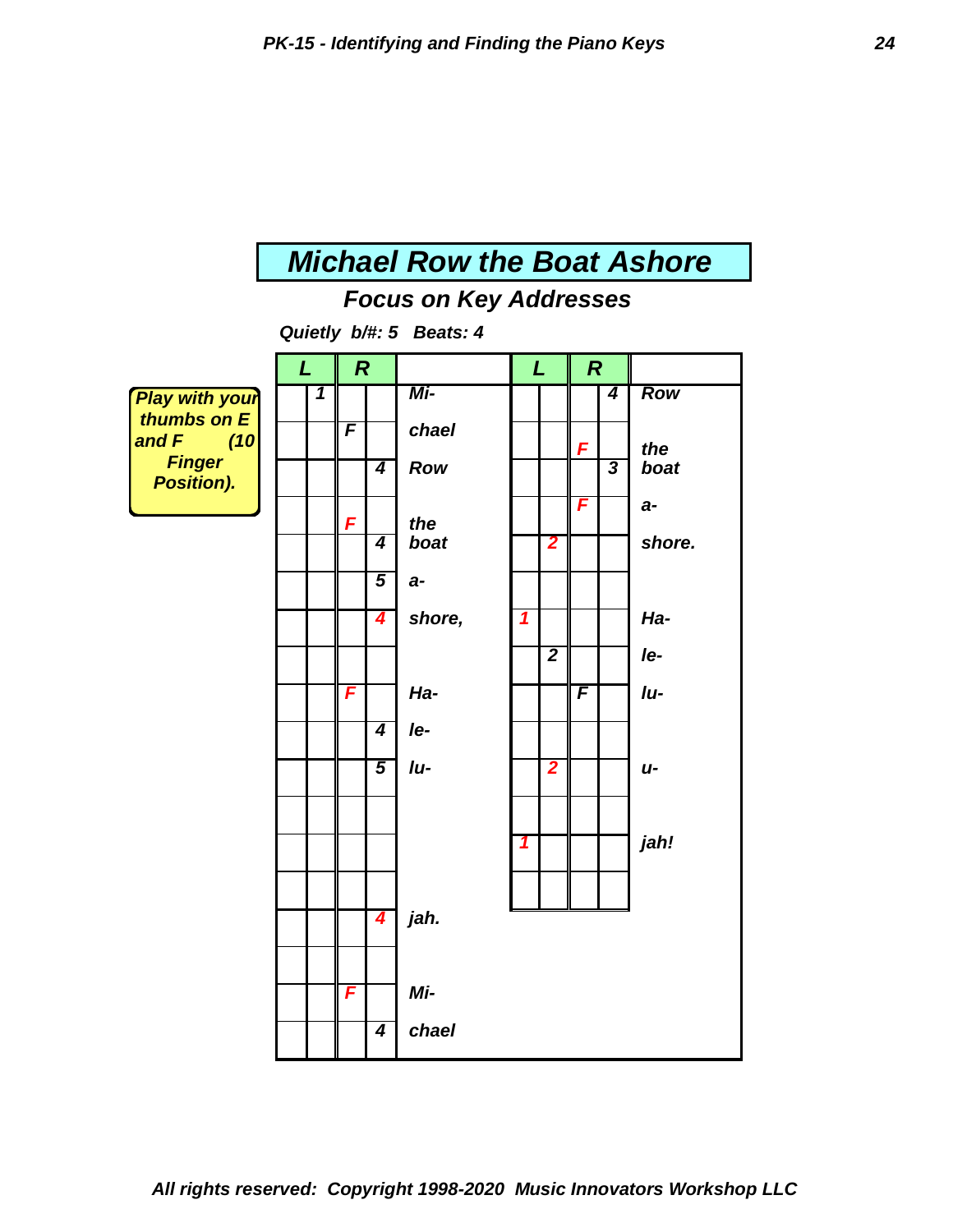# Michael Row the Boat Ashore

## Focus on Key Addresses

***Quietly b/#: 5 Beats: 4***

**Play with your thumbs on E and F (10 Finger Position).**

| L | | R | | | L | | R | | |
|---|---|---|---|---|---|---|---|---|---|
| | 1 | | | Mi- | | | | 4 | Row |
| | | F | | chael | | | F | | the |
| | | | 4 | Row | | | | 3 | boat |
| | | F | | the | | | F | | a- |
| | | | 4 | boat | | 2 | | | shore. |
| | | | 5 | a- | | | | | |
| | | | 4 | shore, | 1 | | | | Ha- |
| | | | | | | 2 | | | le- |
| | | F | | Ha- | | | F | | lu- |
| | | | 4 | le- | | | | | |
| | | | 5 | lu- | | 2 | | | u- |
| | | | | | | | | | |
| | | | | | 1 | | | | jah! |
| | | | | | | | | | |
| | | | 4 | jah. | | | | | |
| | | | | | | | | | |
| | | F | | Mi- | | | | | |
| | | | 4 | chael | | | | | |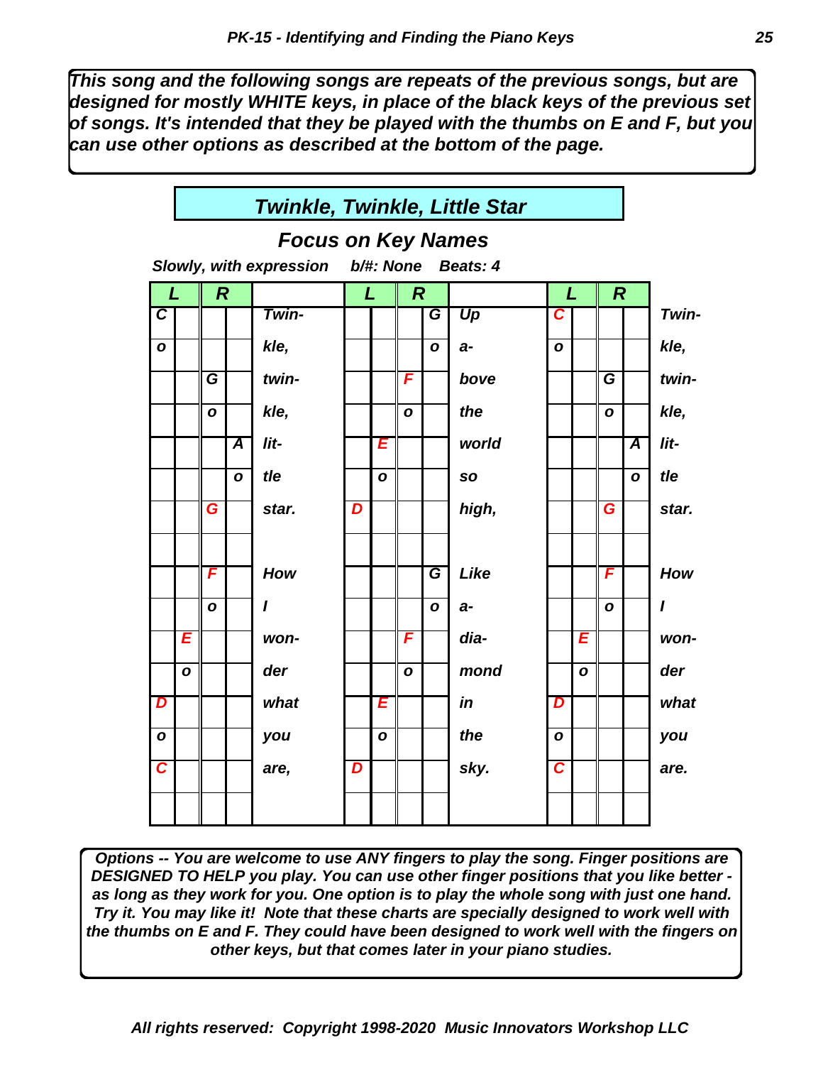*This song and the following songs are repeats of the previous songs, but are designed for mostly WHITE keys, in place of the black keys of the previous set of songs. It's intended that they be played with the thumbs on E and F, but you can use other options as described at the bottom of the page.*

## *Twinkle, Twinkle, Little Star*

### *Focus on Key Names*

***Slowly, with expression   b/#: None   Beats: 4***

| L | | R | | | L | | R | | | L | | R | | |
|---|---|---|---|---|---|---|---|---|---|---|---|---|---|---|
| C | | | | Twin- | | | | G | Up | C | | | | Twin- |
| o | | | | kle, | | | | o | a- | o | | | | kle, |
| | | G | | twin- | | | F | | bove | | | G | | twin- |
| | | o | | kle, | | | o | | the | | | o | | kle, |
| | | | A | lit- | | E | | | world | | | | A | lit- |
| | | | o | tle | | o | | | so | | | | o | tle |
| | | G | | star. | D | | | | high, | | | G | | star. |
| | | | | | | | | | | | | | | |
| | | F | | How | | | | G | Like | | | F | | How |
| | | o | | I | | | | o | a- | | | o | | I |
| | E | | | won- | | | F | | dia- | | E | | | won- |
| | o | | | der | | | o | | mond | | o | | | der |
| D | | | | what | | E | | | in | D | | | | what |
| o | | | | you | | o | | | the | o | | | | you |
| C | | | | are, | D | | | | sky. | C | | | | are. |
| | | | | | | | | | | | | | | |

***Options -- You are welcome to use ANY fingers to play the song. Finger positions are DESIGNED TO HELP you play. You can use other finger positions that you like better - as long as they work for you. One option is to play the whole song with just one hand. Try it. You may like it! Note that these charts are specially designed to work well with the thumbs on E and F. They could have been designed to work well with the fingers on other keys, but that comes later in your piano studies.***

***All rights reserved: Copyright 1998-2020 Music Innovators Workshop LLC***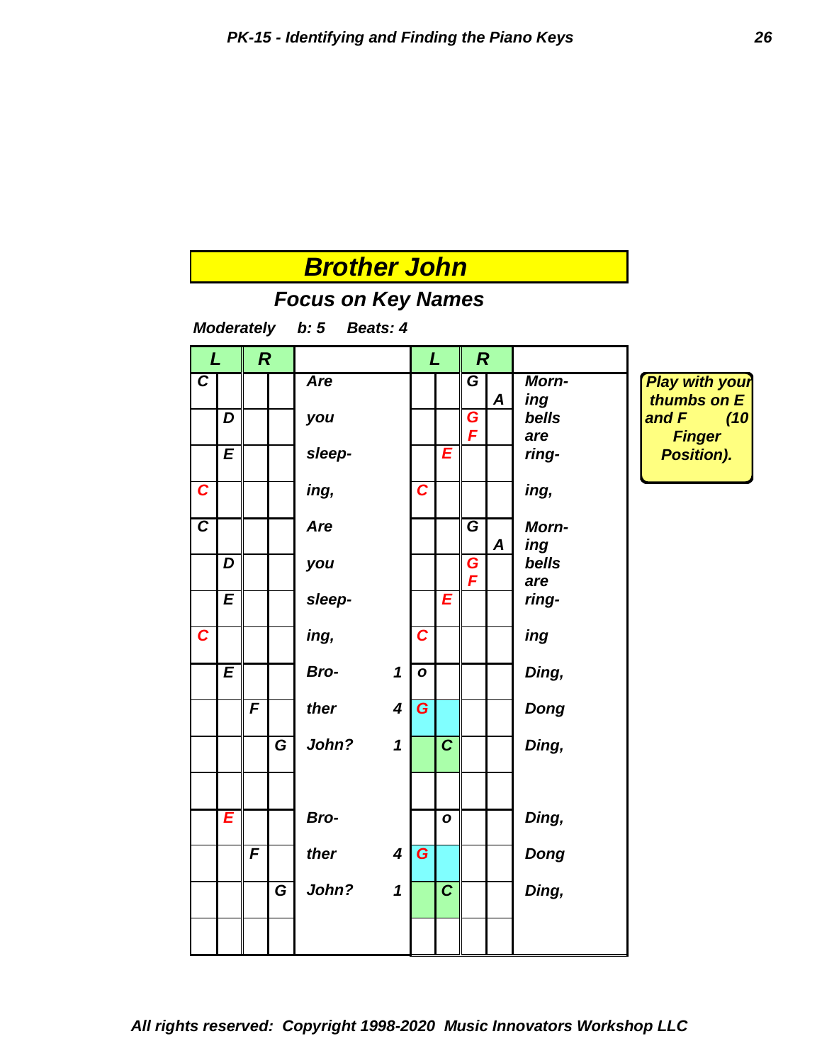# Brother John

## Focus on Key Names

***Moderately*** ***b: 5*** ***Beats: 4***

| L | | R | | | | L | | R | | |
|---|---|---|---|---|---|---|---|---|---|---|
| C | | | | Are | | | | G | A | Morn- ing |
| | D | | | you | | | | G F | | bells are |
| | E | | | sleep- | | | E | | | ring- |
| C | | | | ing, | | C | | | | ing, |
| C | | | | Are | | | | G | A | Morn- ing |
| | D | | | you | | | | G F | | bells are |
| | E | | | sleep- | | | E | | | ring- |
| C | | | | ing, | | C | | | | ing |
| | E | | | Bro- | 1 | o | | | | Ding, |
| | | F | | ther | 4 | G | | | | Dong |
| | | | G | John? | 1 | | C | | | Ding, |
| | | | | | | | | | | |
| | E | | | Bro- | | | o | | | Ding, |
| | | F | | ther | 4 | G | | | | Dong |
| | | | G | John? | 1 | | C | | | Ding, |
| | | | | | | | | | | |

***Play with your thumbs on E and F (10 Finger Position).***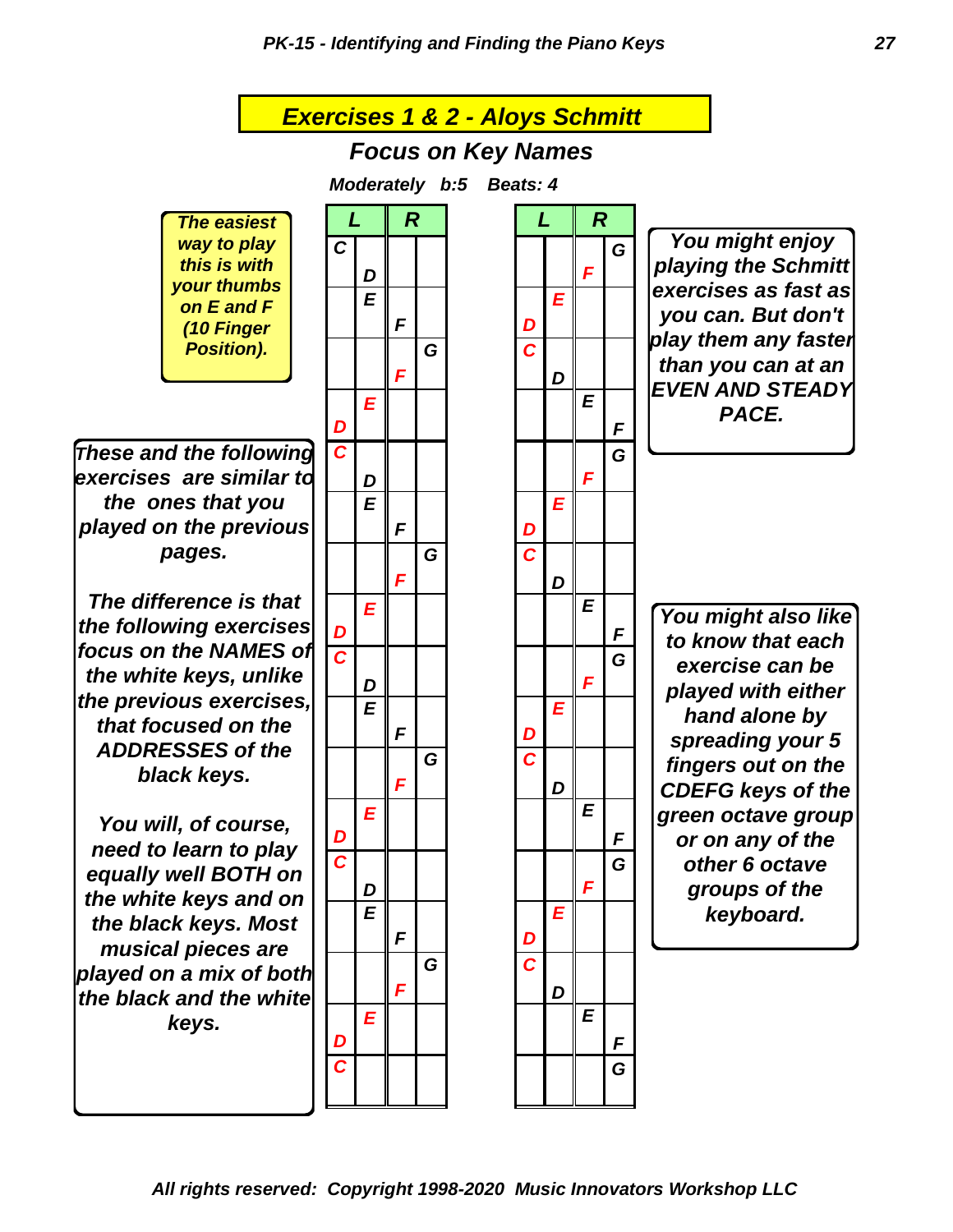## Exercises 1 & 2 - Aloys Schmitt

### Focus on Key Names

**Moderately b:5 Beats: 4**

*The easiest way to play this is with your thumbs on E and F (10 Finger Position).*

| L | L | R | R |
|---|---|---|---|
| C | | | |
| | D | | |
| | E | | |
| | | F | |
| | | | G |
| | | F | |
| | E | | |
| D | | | |
| C | | | |
| | D | | |
| | E | | |
| | | F | |
| | | | G |
| | | F | |
| | E | | |
| D | | | |
| C | | | |
| | D | | |
| | E | | |
| | | F | |
| | | | G |
| | | F | |
| | E | | |
| D | | | |
| C | | | |
| | D | | |
| | E | | |
| | | F | |
| | | | G |
| | | F | |
| | E | | |
| D | | | |
| C | | | |

| L | L | R | R |
|---|---|---|---|
| | | | G |
| | | F | |
| | E | | |
| D | | | |
| C | | | |
| | D | | |
| | | E | |
| | | | F |
| | | | G |
| | | F | |
| | E | | |
| D | | | |
| C | | | |
| | D | | |
| | | E | |
| | | | F |
| | | | G |
| | | F | |
| | E | | |
| D | | | |
| C | | | |
| | D | | |
| | | E | |
| | | | F |
| | | | G |
| | | F | |
| | E | | |
| D | | | |
| C | | | |
| | D | | |
| | | E | |
| | | | F |
| | | | G |

*These and the following exercises are similar to the ones that you played on the previous pages.*

*The difference is that the following exercises focus on the NAMES of the white keys, unlike the previous exercises, that focused on the ADDRESSES of the black keys.*

*You will, of course, need to learn to play equally well BOTH on the white keys and on the black keys. Most musical pieces are played on a mix of both the black and the white keys.*

*You might enjoy playing the Schmitt exercises as fast as you can. But don't play them any faster than you can at an EVEN AND STEADY PACE.*

*You might also like to know that each exercise can be played with either hand alone by spreading your 5 fingers out on the CDEFG keys of the green octave group or on any of the other 6 octave groups of the keyboard.*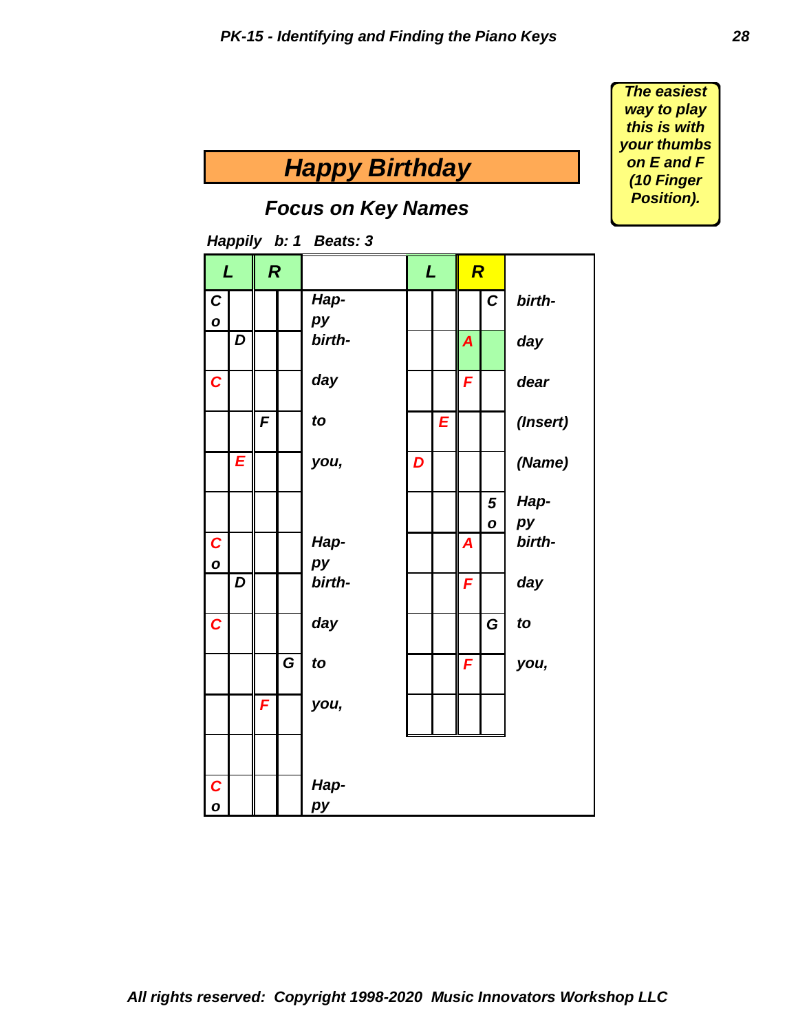> *The easiest way to play this is with your thumbs on E and F (10 Finger Position).*

# *Happy Birthday*

## *Focus on Key Names*

***Happily b: 1 Beats: 3***

| L | | R | | | L | | R | | |
|---|---|---|---|---|---|---|---|---|---|
| C o | | | | Hap- py | | | | C | birth- |
| | D | | | birth- | | | A | | day |
| C | | | | day | | | F | | dear |
| | | F | | to | | E | | | (Insert) |
| | E | | | you, | D | | | | (Name) |
| | | | | | | | | 5 o | Hap- py |
| C o | | | | Hap- py | | | A | | birth- |
| | D | | | birth- | | | F | | day |
| C | | | | day | | | | G | to |
| | | | G | to | | | F | | you, |
| | | F | | you, | | | | | |
| | | | | | | | | | |
| C o | | | | Hap- py | | | | | |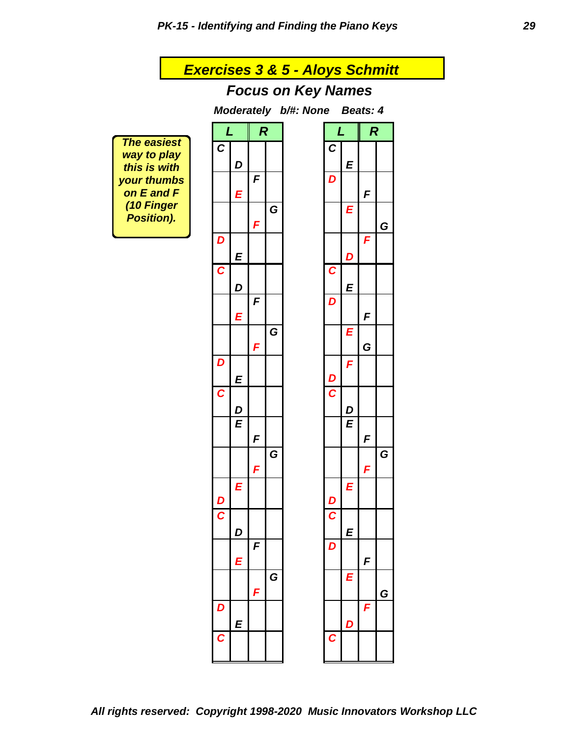## Exercises 3 & 5 - Aloys Schmitt

### Focus on Key Names

***Moderately b/#: None Beats: 4***

**The easiest way to play this is with your thumbs on E and F (10 Finger Position).**

| L | | R | |
|---|---|---|---|
| C | | | |
| | D | | |
| | | F | |
| | E | | |
| | | | G |
| | | F | |
| D | | | |
| | E | | |
| C | | | |
| | D | | |
| | | F | |
| | E | | |
| | | | G |
| | | F | |
| D | | | |
| | E | | |
| C | | | |
| | D | | |
| | E | | |
| | | F | |
| | | | G |
| | | F | |
| | E | | |
| D | | | |
| C | | | |
| | D | | |
| | | F | |
| | E | | |
| | | | G |
| | | F | |
| D | | | |
| | E | | |
| C | | | |

| L | | R | |
|---|---|---|---|
| C | | | |
| | E | | |
| D | | | |
| | | F | |
| | E | | |
| | | | G |
| | | F | |
| | D | | |
| C | | | |
| | E | | |
| D | | | |
| | | F | |
| | E | | |
| | | G | |
| | F | | |
| D | | | |
| C | | | |
| | D | | |
| | E | | |
| | | F | |
| | | | G |
| | | F | |
| | E | | |
| D | | | |
| C | | | |
| | E | | |
| D | | | |
| | | F | |
| | E | | |
| | | | G |
| | | F | |
| | D | | |
| C | | | |

*All rights reserved: Copyright 1998-2020 Music Innovators Workshop LLC*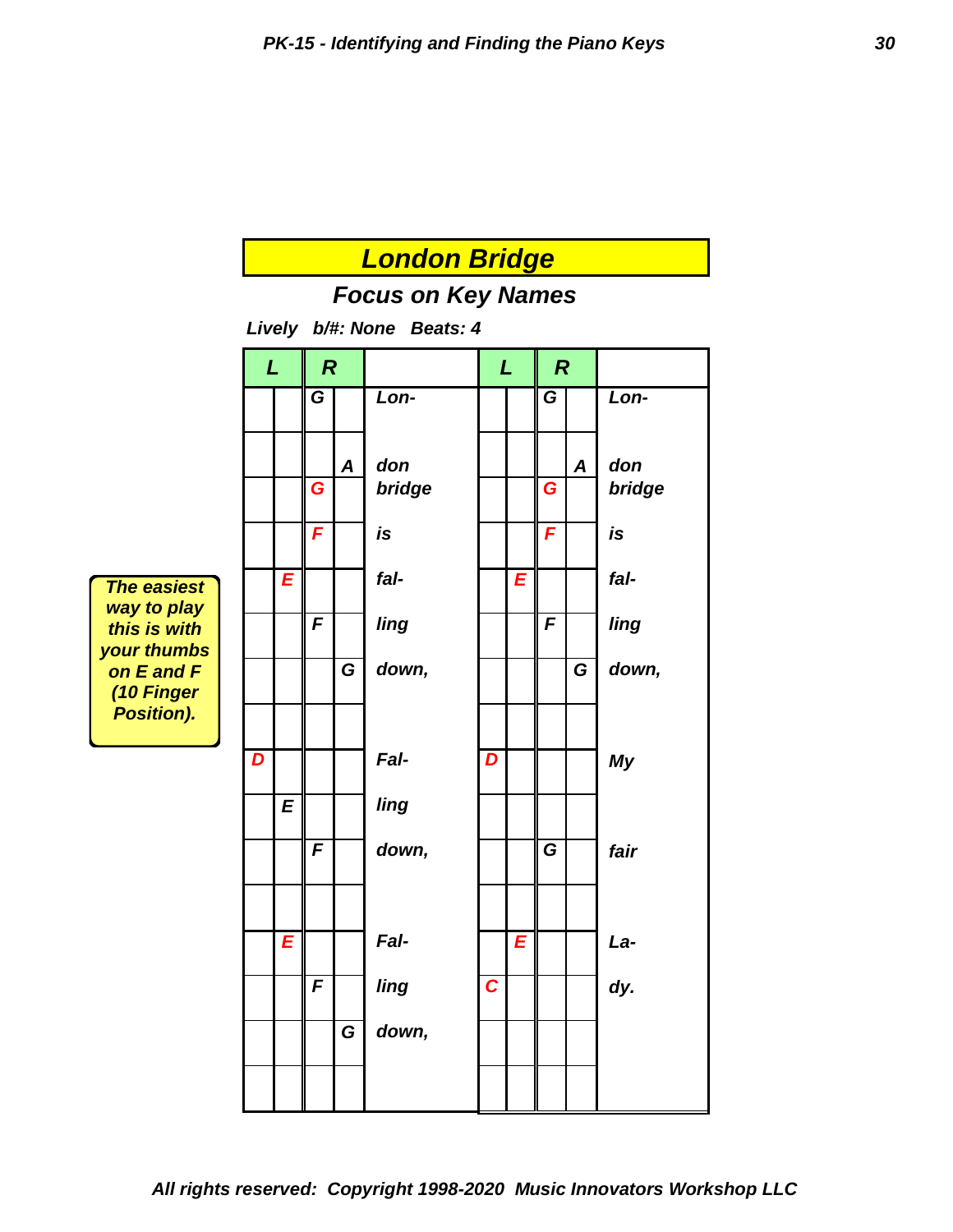# London Bridge

## Focus on Key Names

***Lively   b/#: None   Beats: 4***

| L | | R | | | L | | R | | |
|---|---|---|---|---|---|---|---|---|---|
| | | G | | Lon- | | | G | | Lon- |
| | | | A | don | | | | A | don |
| | | G | | bridge | | | G | | bridge |
| | | F | | is | | | F | | is |
| | E | | | fal- | | E | | | fal- |
| | | F | | ling | | | F | | ling |
| | | | G | down, | | | | G | down, |
| | | | | | | | | | |
| D | | | | Fal- | D | | | | My |
| | E | | | ling | | | | | |
| | | F | | down, | | | G | | fair |
| | | | | | | | | | |
| | E | | | Fal- | | E | | | La- |
| | | F | | ling | C | | | | dy. |
| | | | G | down, | | | | | |
| | | | | | | | | | |

**The easiest way to play this is with your thumbs on E and F (10 Finger Position).**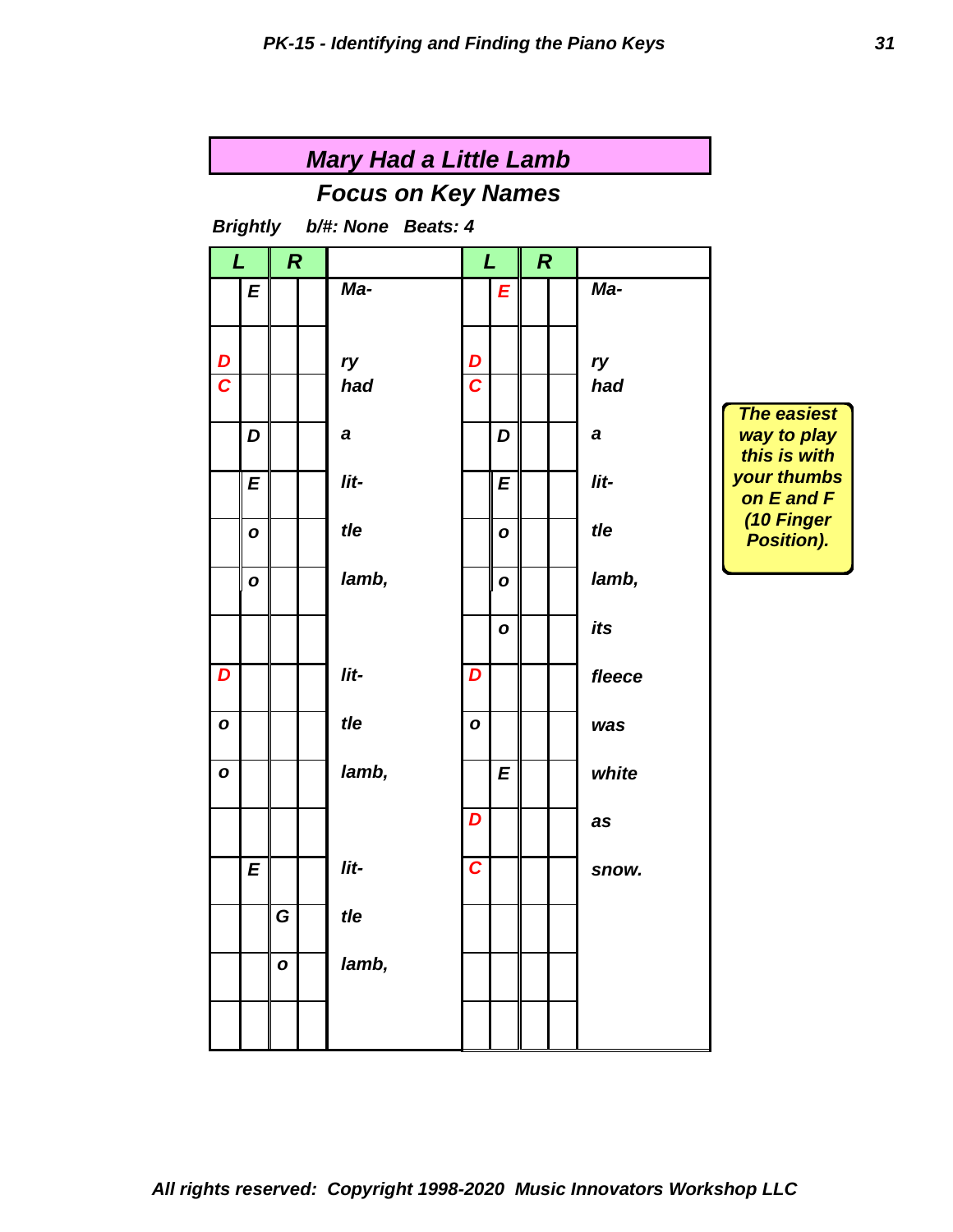## Mary Had a Little Lamb

### Focus on Key Names

**Brightly   b/#: None   Beats: 4**

| L | | R | | | L | | R | | |
|---|---|---|---|---|---|---|---|---|---|
| | E | | | Ma- | | E | | | Ma- |
| D | | | | ry | D | | | | ry |
| C | | | | had | C | | | | had |
| | D | | | a | | D | | | a |
| | E | | | lit- | | E | | | lit- |
| | o | | | tle | | o | | | tle |
| | o | | | lamb, | | o | | | lamb, |
| | | | | | | o | | | its |
| D | | | | lit- | D | | | | fleece |
| o | | | | tle | o | | | | was |
| o | | | | lamb, | | E | | | white |
| | | | | | D | | | | as |
| | E | | | lit- | C | | | | snow. |
| | | G | | tle | | | | | |
| | | o | | lamb, | | | | | |
| | | | | | | | | | |

*The easiest way to play this is with your thumbs on E and F (10 Finger Position).*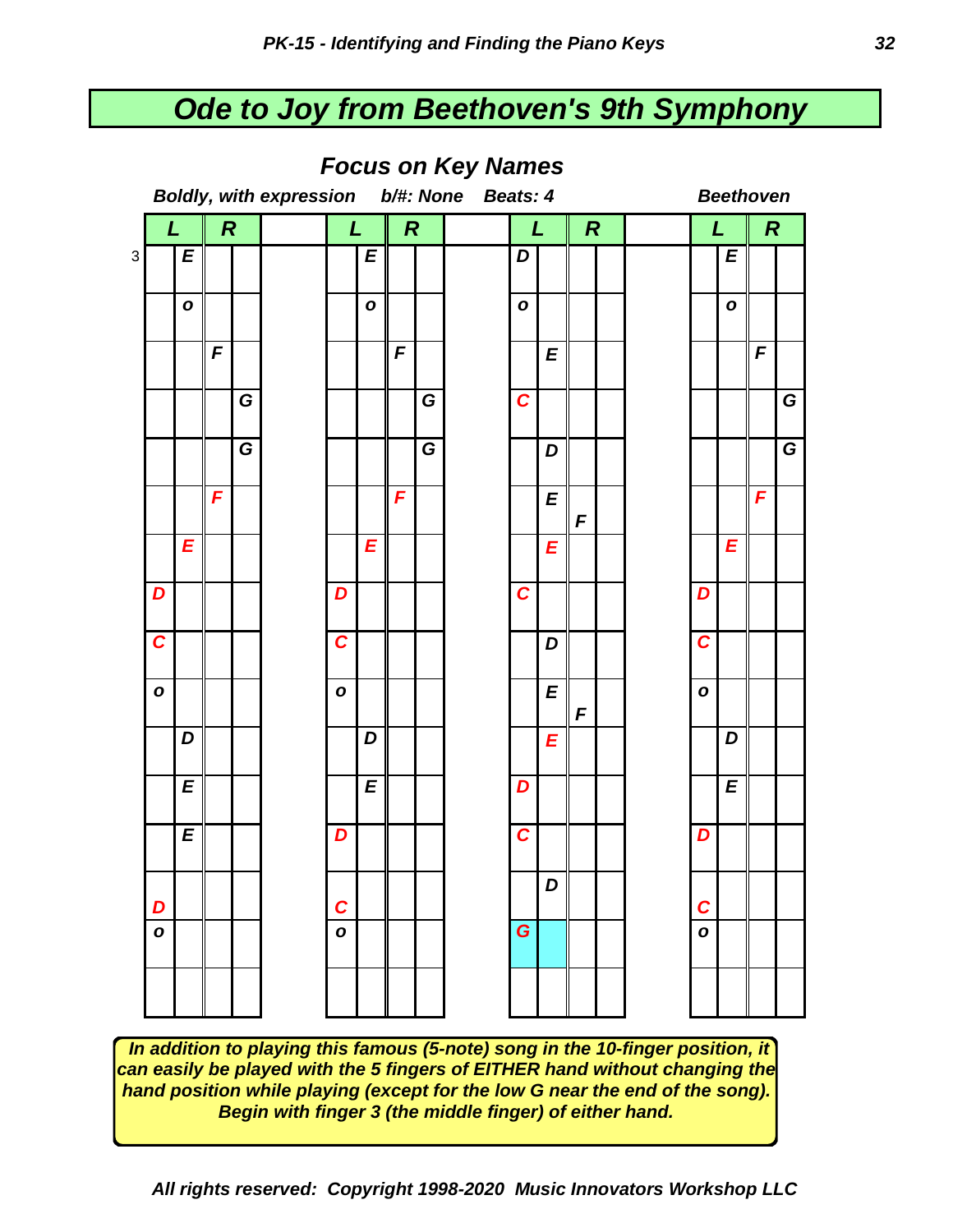# Ode to Joy from Beethoven's 9th Symphony

## Focus on Key Names

***Boldly, with expression*** ***b/#: None*** ***Beats: 4*** ***Beethoven***

| L | | R | | | L | | R | | | L | | R | | | L | | R | |
|---|---|---|---|---|---|---|---|---|---|---|---|---|---|---|---|---|---|---|
| | E | | | | | E | | | | D | | | | | | E | | |
| | o | | | | | o | | | | o | | | | | | o | | |
| | | F | | | | | F | | | | E | | | | | | F | |
| | | | G | | | | | G | | C | | | | | | | | G |
| | | | G | | | | | G | | | D | | | | | | | G |
| | | F | | | | | F | | | | E | F | | | | | F | |
| | E | | | | | E | | | | | E | | | | | E | | |
| D | | | | | D | | | | | C | | | | | D | | | |
| C | | | | | C | | | | | | D | | | | C | | | |
| o | | | | | o | | | | | | E | F | | | o | | | |
| | D | | | | | D | | | | | E | | | | | D | | |
| | E | | | | | E | | | | D | | | | | | E | | |
| | E | | | | D | | | | | C | | | | | D | | | |
| D | | | | | C | | | | | | D | | | | C | | | |
| o | | | | | o | | | | | G | | | | | o | | | |
| | | | | | | | | | | | | | | | | | | |

***In addition to playing this famous (5-note) song in the 10-finger position, it can easily be played with the 5 fingers of EITHER hand without changing the hand position while playing (except for the low G near the end of the song). Begin with finger 3 (the middle finger) of either hand.***

***All rights reserved: Copyright 1998-2020 Music Innovators Workshop LLC***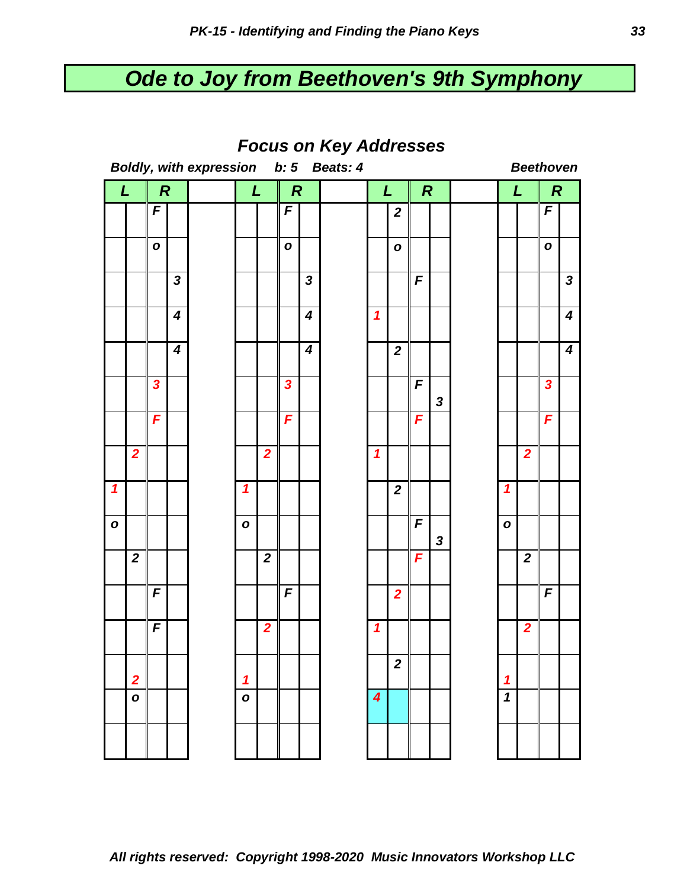# Ode to Joy from Beethoven's 9th Symphony

## Focus on Key Addresses

***Boldly, with expression*** ***b: 5*** ***Beats: 4*** ***Beethoven***

| L | | R | | | L | | R | | | L | | R | | | L | | R | |
|---|---|---|---|---|---|---|---|---|---|---|---|---|---|---|---|---|---|---|
| | | F | | | | | F | | | | 2 | | | | | | F | |
| | | o | | | | | o | | | | o | | | | | | o | |
| | | | 3 | | | | | 3 | | | | F | | | | | | 3 |
| | | | 4 | | | | | 4 | | 1 | | | | | | | | 4 |
| | | | 4 | | | | | 4 | | | 2 | | | | | | | 4 |
| | | 3 | | | | | 3 | | | | | F | 3 | | | | 3 | |
| | | F | | | | | F | | | | | F | | | | | F | |
| | 2 | | | | | 2 | | | | 1 | | | | | | 2 | | |
| 1 | | | | | 1 | | | | | | 2 | | | | 1 | | | |
| o | | | | | o | | | | | | | F | 3 | | o | | | |
| | 2 | | | | | 2 | | | | | | F | | | | 2 | | |
| | | F | | | | | F | | | | 2 | | | | | | F | |
| | | F | | | | 2 | | | | 1 | | | | | | 2 | | |
| | 2 | | | | 1 | | | | | | 2 | | | | 1 | | | |
| | o | | | | o | | | | | 4 | | | | | 1 | | | |
| | | | | | | | | | | | | | | | | | | |

***All rights reserved: Copyright 1998-2020 Music Innovators Workshop LLC***